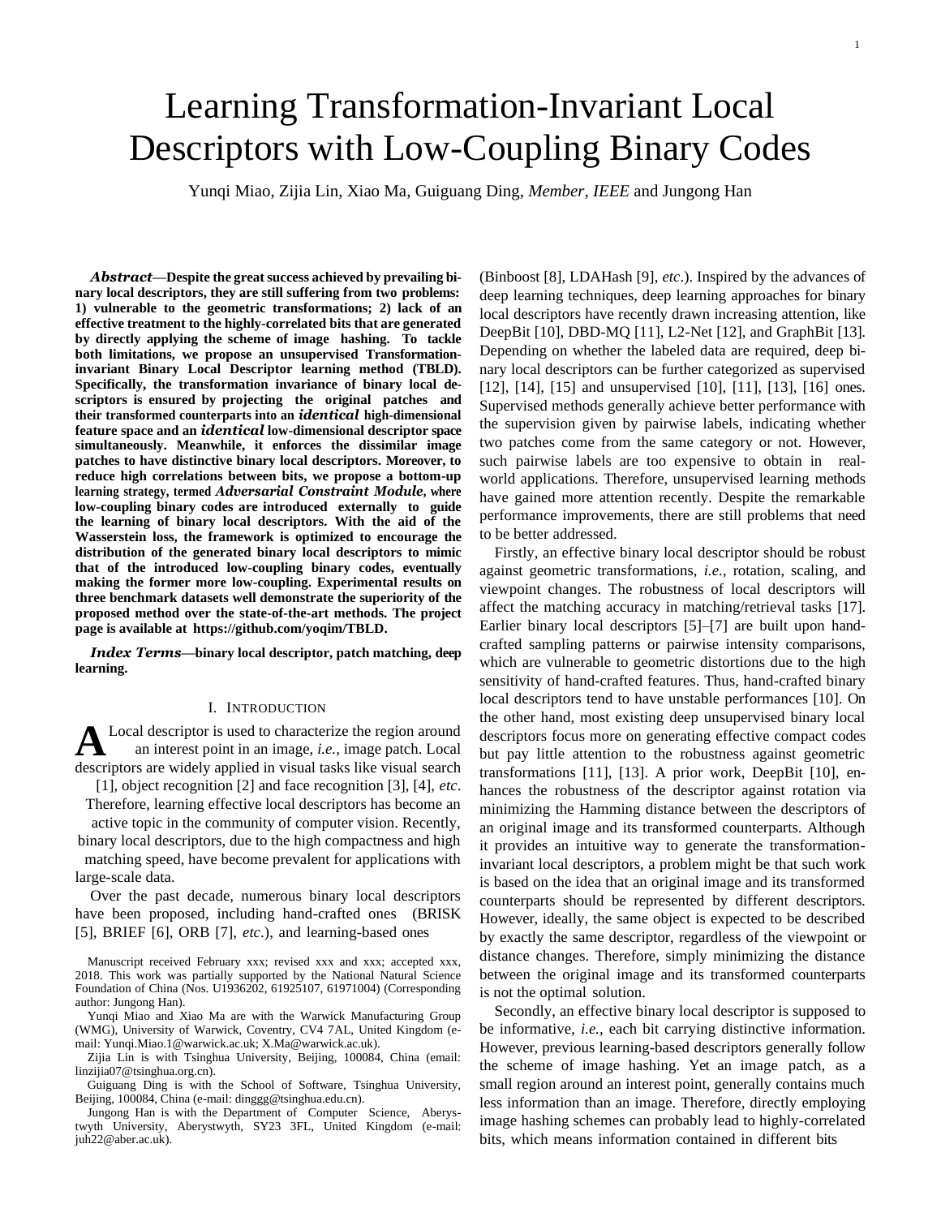# Learning Transformation-Invariant Local Descriptors with Low-Coupling Binary Codes

Yunqi Miao, Zijia Lin, Xiao Ma, Guiguang Ding, *Member, IEEE* and Jungong Han

***Abstract*—Despite the great success achieved by prevailing binary local descriptors, they are still suffering from two problems: 1) vulnerable to the geometric transformations; 2) lack of an effective treatment to the highly-correlated bits that are generated by directly applying the scheme of image hashing. To tackle both limitations, we propose an unsupervised Transformation-invariant Binary Local Descriptor learning method (TBLD). Specifically, the transformation invariance of binary local descriptors is ensured by projecting the original patches and their transformed counterparts into an *identical* high-dimensional feature space and an *identical* low-dimensional descriptor space simultaneously. Meanwhile, it enforces the dissimilar image patches to have distinctive binary local descriptors. Moreover, to reduce high correlations between bits, we propose a bottom-up learning strategy, termed *Adversarial Constraint Module*, where low-coupling binary codes are introduced externally to guide the learning of binary local descriptors. With the aid of the Wasserstein loss, the framework is optimized to encourage the distribution of the generated binary local descriptors to mimic that of the introduced low-coupling binary codes, eventually making the former more low-coupling. Experimental results on three benchmark datasets well demonstrate the superiority of the proposed method over the state-of-the-art methods. The project page is available at https://github.com/yoqim/TBLD.**

***Index Terms*—binary local descriptor, patch matching, deep learning.**

## I. Introduction

A Local descriptor is used to characterize the region around an interest point in an image, *i.e.,* image patch. Local descriptors are widely applied in visual tasks like visual search [1], object recognition [2] and face recognition [3], [4], *etc*. Therefore, learning effective local descriptors has become an active topic in the community of computer vision. Recently, binary local descriptors, due to the high compactness and high matching speed, have become prevalent for applications with large-scale data.

Over the past decade, numerous binary local descriptors have been proposed, including hand-crafted ones (BRISK [5], BRIEF [6], ORB [7], *etc*.), and learning-based ones (Binboost [8], LDAHash [9], *etc*.). Inspired by the advances of deep learning techniques, deep learning approaches for binary local descriptors have recently drawn increasing attention, like DeepBit [10], DBD-MQ [11], L2-Net [12], and GraphBit [13]. Depending on whether the labeled data are required, deep binary local descriptors can be further categorized as supervised [12], [14], [15] and unsupervised [10], [11], [13], [16] ones. Supervised methods generally achieve better performance with the supervision given by pairwise labels, indicating whether two patches come from the same category or not. However, such pairwise labels are too expensive to obtain in real-world applications. Therefore, unsupervised learning methods have gained more attention recently. Despite the remarkable performance improvements, there are still problems that need to be better addressed.

Firstly, an effective binary local descriptor should be robust against geometric transformations, *i.e.,* rotation, scaling, and viewpoint changes. The robustness of local descriptors will affect the matching accuracy in matching/retrieval tasks [17]. Earlier binary local descriptors [5]–[7] are built upon hand-crafted sampling patterns or pairwise intensity comparisons, which are vulnerable to geometric distortions due to the high sensitivity of hand-crafted features. Thus, hand-crafted binary local descriptors tend to have unstable performances [10]. On the other hand, most existing deep unsupervised binary local descriptors focus more on generating effective compact codes but pay little attention to the robustness against geometric transformations [11], [13]. A prior work, DeepBit [10], enhances the robustness of the descriptor against rotation via minimizing the Hamming distance between the descriptors of an original image and its transformed counterparts. Although it provides an intuitive way to generate the transformation-invariant local descriptors, a problem might be that such work is based on the idea that an original image and its transformed counterparts should be represented by different descriptors. However, ideally, the same object is expected to be described by exactly the same descriptor, regardless of the viewpoint or distance changes. Therefore, simply minimizing the distance between the original image and its transformed counterparts is not the optimal solution.

Secondly, an effective binary local descriptor is supposed to be informative, *i.e.,* each bit carrying distinctive information. However, previous learning-based descriptors generally follow the scheme of image hashing. Yet an image patch, as a small region around an interest point, generally contains much less information than an image. Therefore, directly employing image hashing schemes can probably lead to highly-correlated bits, which means information contained in different bits

Manuscript received February xxx; revised xxx and xxx; accepted xxx, 2018. This work was partially supported by the National Natural Science Foundation of China (Nos. U1936202, 61925107, 61971004) (Corresponding author: Jungong Han).

Yunqi Miao and Xiao Ma are with the Warwick Manufacturing Group (WMG), University of Warwick, Coventry, CV4 7AL, United Kingdom (e-mail: Yunqi.Miao.1@warwick.ac.uk; X.Ma@warwick.ac.uk).

Zijia Lin is with Tsinghua University, Beijing, 100084, China (email: linzijia07@tsinghua.org.cn).

Guiguang Ding is with the School of Software, Tsinghua University, Beijing, 100084, China (e-mail: dinggg@tsinghua.edu.cn).

Jungong Han is with the Department of Computer Science, Aberystwyth University, Aberystwyth, SY23 3FL, United Kingdom (e-mail: juh22@aber.ac.uk).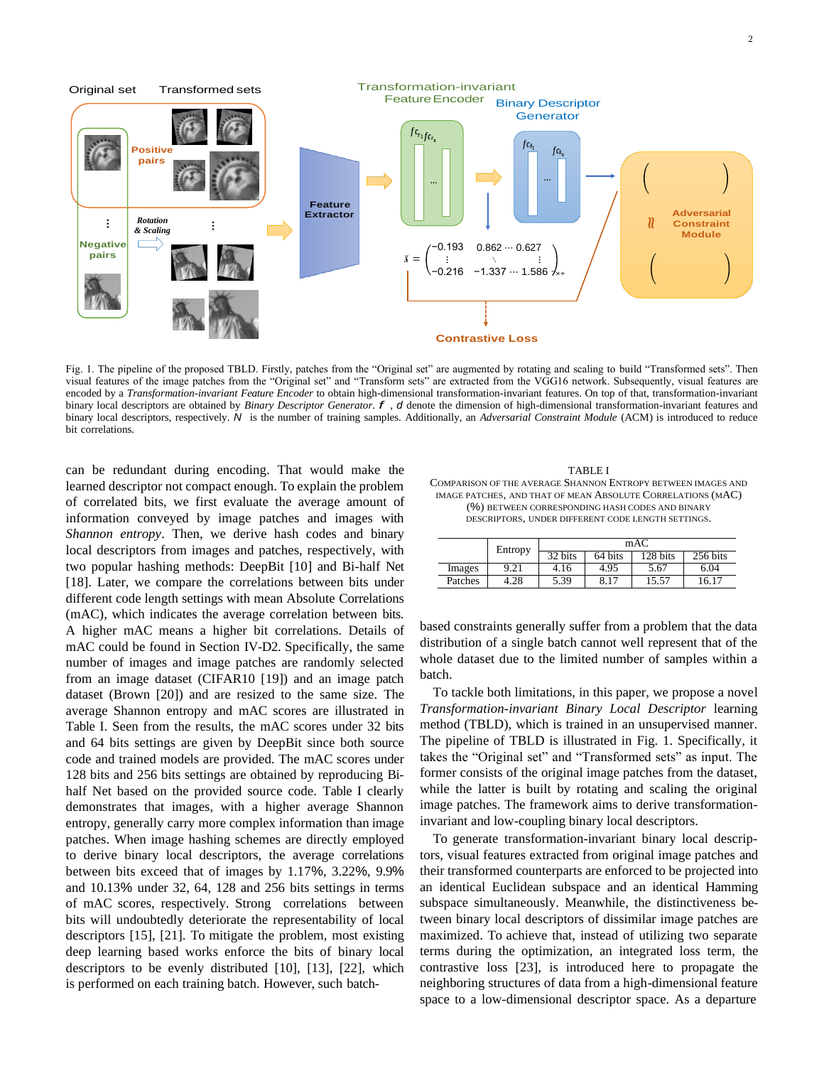Fig. 1. The pipeline of the proposed TBLD. Firstly, patches from the "Original set" are augmented by rotating and scaling to build "Transformed sets". Then visual features of the image patches from the "Original set" and "Transform sets" are extracted from the VGG16 network. Subsequently, visual features are encoded by a *Transformation-invariant Feature Encoder* to obtain high-dimensional transformation-invariant features. On top of that, transformation-invariant binary local descriptors are obtained by *Binary Descriptor Generator*. $f$ , $d$ denote the dimension of high-dimensional transformation-invariant features and binary local descriptors, respectively. $N$ is the number of training samples. Additionally, an *Adversarial Constraint Module* (ACM) is introduced to reduce bit correlations.

can be redundant during encoding. That would make the learned descriptor not compact enough. To explain the problem of correlated bits, we first evaluate the average amount of information conveyed by image patches and images with *Shannon entropy*. Then, we derive hash codes and binary local descriptors from images and patches, respectively, with two popular hashing methods: DeepBit [10] and Bi-half Net [18]. Later, we compare the correlations between bits under different code length settings with mean Absolute Correlations (mAC), which indicates the average correlation between bits. A higher mAC means a higher bit correlations. Details of mAC could be found in Section IV-D2. Specifically, the same number of images and image patches are randomly selected from an image dataset (CIFAR10 [19]) and an image patch dataset (Brown [20]) and are resized to the same size. The average Shannon entropy and mAC scores are illustrated in Table I. Seen from the results, the mAC scores under 32 bits and 64 bits settings are given by DeepBit since both source code and trained models are provided. The mAC scores under 128 bits and 256 bits settings are obtained by reproducing Bi-half Net based on the provided source code. Table I clearly demonstrates that images, with a higher average Shannon entropy, generally carry more complex information than image patches. When image hashing schemes are directly employed to derive binary local descriptors, the average correlations between bits exceed that of images by 1.17%, 3.22%, 9.9% and 10.13% under 32, 64, 128 and 256 bits settings in terms of mAC scores, respectively. Strong correlations between bits will undoubtedly deteriorate the representability of local descriptors [15], [21]. To mitigate the problem, most existing deep learning based works enforce the bits of binary local descriptors to be evenly distributed [10], [13], [22], which is performed on each training batch. However, such batch-

TABLE I

COMPARISON OF THE AVERAGE SHANNON ENTROPY BETWEEN IMAGES AND IMAGE PATCHES, AND THAT OF MEAN ABSOLUTE CORRELATIONS (MAC) (%) BETWEEN CORRESPONDING HASH CODES AND BINARY DESCRIPTORS, UNDER DIFFERENT CODE LENGTH SETTINGS.

| | Entropy | mAC | | | |
|---|---|---|---|---|---|
| | | 32 bits | 64 bits | 128 bits | 256 bits |
| Images | 9.21 | 4.16 | 4.95 | 5.67 | 6.04 |
| Patches | 4.28 | 5.39 | 8.17 | 15.57 | 16.17 |

based constraints generally suffer from a problem that the data distribution of a single batch cannot well represent that of the whole dataset due to the limited number of samples within a batch.

To tackle both limitations, in this paper, we propose a novel *Transformation-invariant Binary Local Descriptor* learning method (TBLD), which is trained in an unsupervised manner. The pipeline of TBLD is illustrated in Fig. 1. Specifically, it takes the "Original set" and "Transformed sets" as input. The former consists of the original image patches from the dataset, while the latter is built by rotating and scaling the original image patches. The framework aims to derive transformation-invariant and low-coupling binary local descriptors.

To generate transformation-invariant binary local descriptors, visual features extracted from original image patches and their transformed counterparts are enforced to be projected into an identical Euclidean subspace and an identical Hamming subspace simultaneously. Meanwhile, the distinctiveness between binary local descriptors of dissimilar image patches are maximized. To achieve that, instead of utilizing two separate terms during the optimization, an integrated loss term, the contrastive loss [23], is introduced here to propagate the neighboring structures of data from a high-dimensional feature space to a low-dimensional descriptor space. As a departure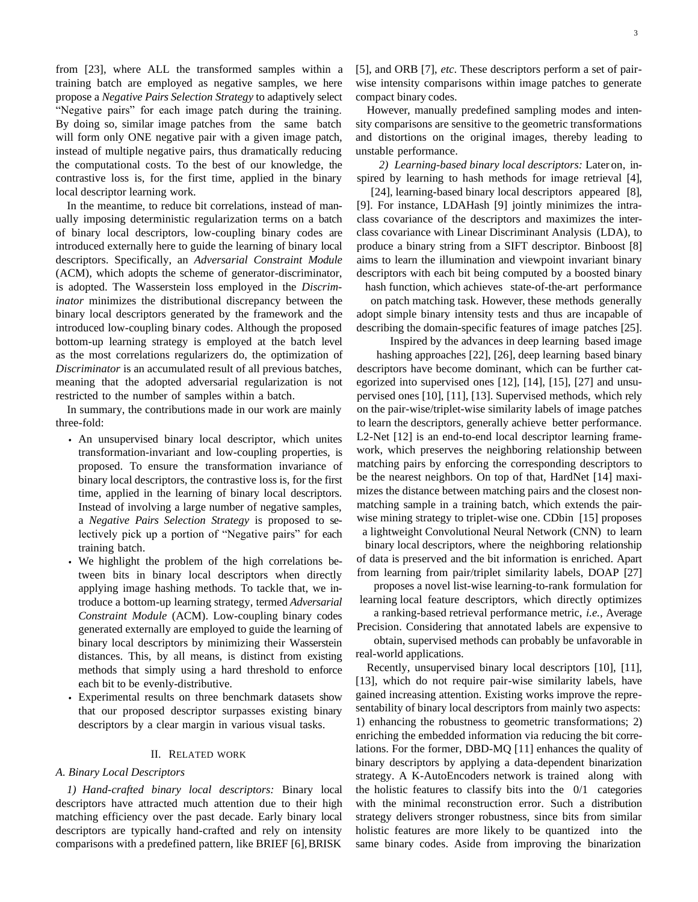from [23], where ALL the transformed samples within a training batch are employed as negative samples, we here propose a *Negative Pairs Selection Strategy* to adaptively select "Negative pairs" for each image patch during the training. By doing so, similar image patches from the same batch will form only ONE negative pair with a given image patch, instead of multiple negative pairs, thus dramatically reducing the computational costs. To the best of our knowledge, the contrastive loss is, for the first time, applied in the binary local descriptor learning work.

In the meantime, to reduce bit correlations, instead of manually imposing deterministic regularization terms on a batch of binary local descriptors, low-coupling binary codes are introduced externally here to guide the learning of binary local descriptors. Specifically, an *Adversarial Constraint Module* (ACM), which adopts the scheme of generator-discriminator, is adopted. The Wasserstein loss employed in the *Discriminator* minimizes the distributional discrepancy between the binary local descriptors generated by the framework and the introduced low-coupling binary codes. Although the proposed bottom-up learning strategy is employed at the batch level as the most correlations regularizers do, the optimization of *Discriminator* is an accumulated result of all previous batches, meaning that the adopted adversarial regularization is not restricted to the number of samples within a batch.

In summary, the contributions made in our work are mainly three-fold:

- An unsupervised binary local descriptor, which unites transformation-invariant and low-coupling properties, is proposed. To ensure the transformation invariance of binary local descriptors, the contrastive loss is, for the first time, applied in the learning of binary local descriptors. Instead of involving a large number of negative samples, a *Negative Pairs Selection Strategy* is proposed to selectively pick up a portion of "Negative pairs" for each training batch.
- We highlight the problem of the high correlations between bits in binary local descriptors when directly applying image hashing methods. To tackle that, we introduce a bottom-up learning strategy, termed *Adversarial Constraint Module* (ACM). Low-coupling binary codes generated externally are employed to guide the learning of binary local descriptors by minimizing their Wasserstein distances. This, by all means, is distinct from existing methods that simply using a hard threshold to enforce each bit to be evenly-distributive.
- Experimental results on three benchmark datasets show that our proposed descriptor surpasses existing binary descriptors by a clear margin in various visual tasks.

## II. Related Work

### A. Binary Local Descriptors

*1) Hand-crafted binary local descriptors:* Binary local descriptors have attracted much attention due to their high matching efficiency over the past decade. Early binary local descriptors are typically hand-crafted and rely on intensity comparisons with a predefined pattern, like BRIEF [6], BRISK [5], and ORB [7], *etc*. These descriptors perform a set of pair-wise intensity comparisons within image patches to generate compact binary codes.

However, manually predefined sampling modes and intensity comparisons are sensitive to the geometric transformations and distortions on the original images, thereby leading to unstable performance.

*2) Learning-based binary local descriptors:* Later on, inspired by learning to hash methods for image retrieval [4], [24], learning-based binary local descriptors appeared [8], [9]. For instance, LDAHash [9] jointly minimizes the intra-class covariance of the descriptors and maximizes the inter-class covariance with Linear Discriminant Analysis (LDA), to produce a binary string from a SIFT descriptor. Binboost [8] aims to learn the illumination and viewpoint invariant binary descriptors with each bit being computed by a boosted binary hash function, which achieves state-of-the-art performance on patch matching task. However, these methods generally adopt simple binary intensity tests and thus are incapable of describing the domain-specific features of image patches [25].

Inspired by the advances in deep learning based image hashing approaches [22], [26], deep learning based binary descriptors have become dominant, which can be further categorized into supervised ones [12], [14], [15], [27] and unsupervised ones [10], [11], [13]. Supervised methods, which rely on the pair-wise/triplet-wise similarity labels of image patches to learn the descriptors, generally achieve better performance. L2-Net [12] is an end-to-end local descriptor learning framework, which preserves the neighboring relationship between matching pairs by enforcing the corresponding descriptors to be the nearest neighbors. On top of that, HardNet [14] maximizes the distance between matching pairs and the closest non-matching sample in a training batch, which extends the pair-wise mining strategy to triplet-wise one. CDbin [15] proposes a lightweight Convolutional Neural Network (CNN) to learn binary local descriptors, where the neighboring relationship of data is preserved and the bit information is enriched. Apart from learning from pair/triplet similarity labels, DOAP [27] proposes a novel list-wise learning-to-rank formulation for learning local feature descriptors, which directly optimizes a ranking-based retrieval performance metric, *i.e.*, Average Precision. Considering that annotated labels are expensive to obtain, supervised methods can probably be unfavorable in real-world applications.

Recently, unsupervised binary local descriptors [10], [11], [13], which do not require pair-wise similarity labels, have gained increasing attention. Existing works improve the representability of binary local descriptors from mainly two aspects: 1) enhancing the robustness to geometric transformations; 2) enriching the embedded information via reducing the bit correlations. For the former, DBD-MQ [11] enhances the quality of binary descriptors by applying a data-dependent binarization strategy. A K-AutoEncoders network is trained along with the holistic features to classify bits into the 0/1 categories with the minimal reconstruction error. Such a distribution strategy delivers stronger robustness, since bits from similar holistic features are more likely to be quantized into the same binary codes. Aside from improving the binarization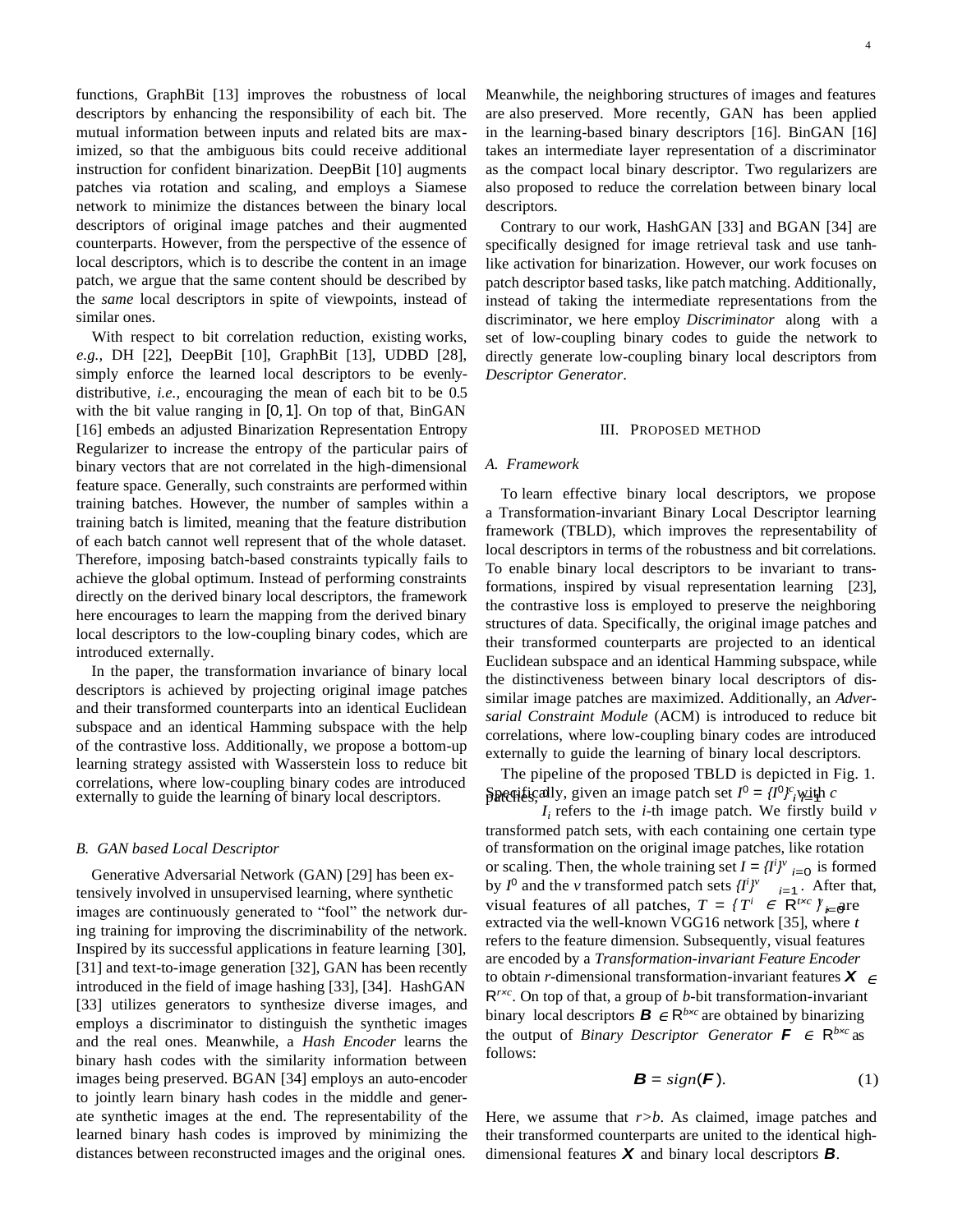functions, GraphBit [13] improves the robustness of local descriptors by enhancing the responsibility of each bit. The mutual information between inputs and related bits are maximized, so that the ambiguous bits could receive additional instruction for confident binarization. DeepBit [10] augments patches via rotation and scaling, and employs a Siamese network to minimize the distances between the binary local descriptors of original image patches and their augmented counterparts. However, from the perspective of the essence of local descriptors, which is to describe the content in an image patch, we argue that the same content should be described by the *same* local descriptors in spite of viewpoints, instead of similar ones.

With respect to bit correlation reduction, existing works, *e.g.,* DH [22], DeepBit [10], GraphBit [13], UDBD [28], simply enforce the learned local descriptors to be evenly-distributive, *i.e.,* encouraging the mean of each bit to be 0.5 with the bit value ranging in $[0, 1]$. On top of that, BinGAN [16] embeds an adjusted Binarization Representation Entropy Regularizer to increase the entropy of the particular pairs of binary vectors that are not correlated in the high-dimensional feature space. Generally, such constraints are performed within training batches. However, the number of samples within a training batch is limited, meaning that the feature distribution of each batch cannot well represent that of the whole dataset. Therefore, imposing batch-based constraints typically fails to achieve the global optimum. Instead of performing constraints directly on the derived binary local descriptors, the framework here encourages to learn the mapping from the derived binary local descriptors to the low-coupling binary codes, which are introduced externally.

In the paper, the transformation invariance of binary local descriptors is achieved by projecting original image patches and their transformed counterparts into an identical Euclidean subspace and an identical Hamming subspace with the help of the contrastive loss. Additionally, we propose a bottom-up learning strategy assisted with Wasserstein loss to reduce bit correlations, where low-coupling binary codes are introduced externally to guide the learning of binary local descriptors.

## B. GAN based Local Descriptor

Generative Adversarial Network (GAN) [29] has been extensively involved in unsupervised learning, where synthetic images are continuously generated to "fool" the network during training for improving the discriminability of the network. Inspired by its successful applications in feature learning [30], [31] and text-to-image generation [32], GAN has been recently introduced in the field of image hashing [33], [34]. HashGAN [33] utilizes generators to synthesize diverse images, and employs a discriminator to distinguish the synthetic images and the real ones. Meanwhile, a *Hash Encoder* learns the binary hash codes with the similarity information between images being preserved. BGAN [34] employs an auto-encoder to jointly learn binary hash codes in the middle and generate synthetic images at the end. The representability of the learned binary hash codes is improved by minimizing the distances between reconstructed images and the original ones. Meanwhile, the neighboring structures of images and features are also preserved. More recently, GAN has been applied in the learning-based binary descriptors [16]. BinGAN [16] takes an intermediate layer representation of a discriminator as the compact local binary descriptor. Two regularizers are also proposed to reduce the correlation between binary local descriptors.

Contrary to our work, HashGAN [33] and BGAN [34] are specifically designed for image retrieval task and use tanh-like activation for binarization. However, our work focuses on patch descriptor based tasks, like patch matching. Additionally, instead of taking the intermediate representations from the discriminator, we here employ *Discriminator* along with a set of low-coupling binary codes to guide the network to directly generate low-coupling binary local descriptors from *Descriptor Generator*.

# III. Proposed Method

## A. Framework

To learn effective binary local descriptors, we propose a Transformation-invariant Binary Local Descriptor learning framework (TBLD), which improves the representability of local descriptors in terms of the robustness and bit correlations. To enable binary local descriptors to be invariant to transformations, inspired by visual representation learning [23], the contrastive loss is employed to preserve the neighboring structures of data. Specifically, the original image patches and their transformed counterparts are projected to an identical Euclidean subspace and an identical Hamming subspace, while the distinctiveness between binary local descriptors of dissimilar image patches are maximized. Additionally, an *Adversarial Constraint Module* (ACM) is introduced to reduce bit correlations, where low-coupling binary codes are introduced externally to guide the learning of binary local descriptors.

The pipeline of the proposed TBLD is depicted in Fig. 1. Specifically, given an image patch set $I^0 = \{I^0_i\}^c_{i=1}$ with $c$ patches, $I_i$ refers to the $i$-th image patch. We firstly build $v$ transformed patch sets, with each containing one certain type of transformation on the original image patches, like rotation or scaling. Then, the whole training set $I = \{I^i\}^v_{i=0}$ is formed by $I^0$ and the $v$ transformed patch sets $\{I^i\}^v_{i=1}$. After that, visual features of all patches, $T = \{T^i \in \mathbb{R}^{t \times c}\}^v_{i=0}$ are extracted via the well-known VGG16 network [35], where $t$ refers to the feature dimension. Subsequently, visual features are encoded by a *Transformation-invariant Feature Encoder* to obtain $r$-dimensional transformation-invariant features $\boldsymbol{X} \in \mathbb{R}^{r \times c}$. On top of that, a group of $b$-bit transformation-invariant binary local descriptors $\boldsymbol{B} \in \mathbb{R}^{b \times c}$ are obtained by binarizing the output of *Binary Descriptor Generator* $\boldsymbol{F} \in \mathbb{R}^{b \times c}$ as follows:

$$\boldsymbol{B} = sign(\boldsymbol{F}). \tag{1}$$

Here, we assume that $r > b$. As claimed, image patches and their transformed counterparts are united to the identical high-dimensional features $\boldsymbol{X}$ and binary local descriptors $\boldsymbol{B}$.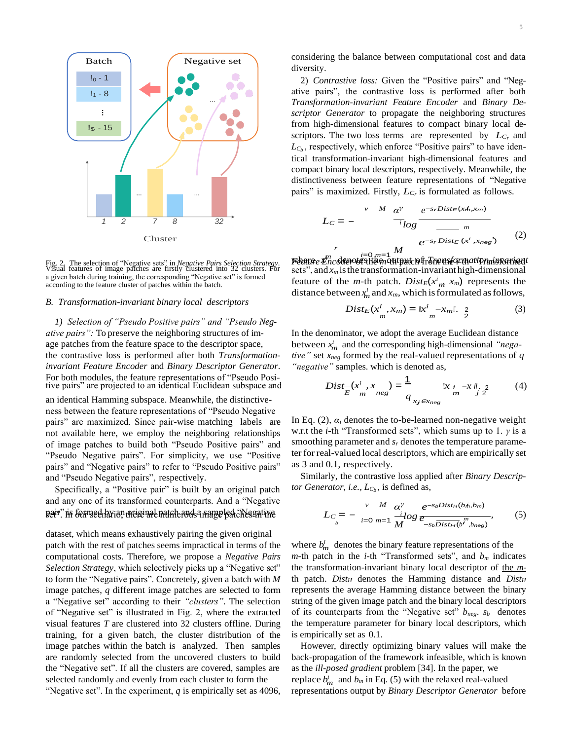Fig. 2. The selection of "Negative sets" in *Negative Pairs Selection Strategy*. Visual features of image patches are firstly clustered into 32 clusters. For a given batch during training, the corresponding "Negative set" is formed according to the feature cluster of patches within the batch.

### B. Transformation-invariant binary local descriptors

*1) Selection of "Pseudo Positive pairs" and "Pseudo Negative pairs":* To preserve the neighboring structures of image patches from the feature space to the descriptor space, the contrastive loss is performed after both *Transformation-invariant Feature Encoder* and *Binary Descriptor Generator*. For both modules, the feature representations of "Pseudo Positive pairs" are projected to an identical Euclidean subspace and an identical Hamming subspace. Meanwhile, the distinctiveness between the feature representations of "Pseudo Negative pairs" are maximized. Since pair-wise matching labels are not available here, we employ the neighboring relationships of image patches to build both "Pseudo Positive pairs" and "Pseudo Negative pairs". For simplicity, we use "Positive pairs" and "Negative pairs" to refer to "Pseudo Positive pairs" and "Pseudo Negative pairs", respectively.

Specifically, a "Positive pair" is built by an original patch and any one of its transformed counterparts. And a "Negative pair" is formed by an original patch and a sampled "Negative set". In our scenario, there are numerous image patches in the dataset, which means exhaustively pairing the given original patch with the rest of patches seems impractical in terms of the computational costs. Therefore, we propose a *Negative Pairs Selection Strategy*, which selectively picks up a "Negative set" to form the "Negative pairs". Concretely, given a batch with $M$ image patches, $q$ different image patches are selected to form a "Negative set" according to their *"clusters"*. The selection of "Negative set" is illustrated in Fig. 2, where the extracted visual features $T$ are clustered into 32 clusters offline. During training, for a given batch, the cluster distribution of the image patches within the batch is analyzed. Then samples are randomly selected from the uncovered clusters to build the "Negative set". If all the clusters are covered, samples are selected randomly and evenly from each cluster to form the "Negative set". In the experiment, $q$ is empirically set as 4096, considering the balance between computational cost and data diversity.

*2) Contrastive loss:* Given the "Positive pairs" and "Negative pairs", the contrastive loss is performed after both *Transformation-invariant Feature Encoder* and *Binary Descriptor Generator* to propagate the neighboring structures from high-dimensional features to compact binary local descriptors. The two loss terms are represented by $L_{C_r}$ and $L_{C_b}$, respectively, which enforce "Positive pairs" to have identical transformation-invariant high-dimensional features and compact binary local descriptors, respectively. Meanwhile, the distinctiveness between feature representations of "Negative pairs" is maximized. Firstly, $L_{C_r}$ is formulated as follows.

$$L_{C_r} = -\sum_{i=0}^{v}\sum_{m=1}^{M}\frac{\alpha_i^{\gamma}}{M}\log\frac{e^{-s_r Dist_E(x_m^i, x_m)}}{e^{-s_r \overline{Dist_E}(x_m^i, x_{neg})}} \tag{2}$$

where $x_m^i$ denotes the output of the $m$-th patch from the *Transformation-invariant Feature Encoder* of the $i$-th "Transformed sets", and $x_m$ is the transformation-invariant high-dimensional feature of the $m$-th patch. $Dist_E(x_m^i, x_m)$ represents the distance between $x_m^i$ and $x_m$, which is formulated as follows,

$$Dist_E(x_m^i, x_m) = \|x_m^i - x_m\|_2^2. \tag{3}$$

In the denominator, we adopt the average Euclidean distance between $x_m^i$ and the corresponding high-dimensional *"negative"* set $x_{neg}$ formed by the real-valued representations of $q$ *"negative"* samples. which is denoted as,

$$\overline{Dist_E}(x_m^i, x_{neg}) = \frac{1}{q}\sum_{x_j \in x_{neg}}\|x_m^i - x_j\|_2^2 \tag{4}$$

In Eq. (2), $\alpha_i$ denotes the to-be-learned non-negative weight w.r.t the $i$-th "Transformed sets", which sums up to 1. $\gamma$ is a smoothing parameter and $s_r$ denotes the temperature parameter for real-valued local descriptors, which are empirically set as 3 and 0.1, respectively.

Similarly, the contrastive loss applied after *Binary Descriptor Generator*, *i.e.*, $L_{C_b}$, is defined as,

$$L_{C_b} = -\sum_{i=0}^{v}\sum_{m=1}^{M}\frac{\alpha_i^{\gamma}}{M}\log\frac{e^{-s_b Dist_H(b_m^i, b_m)}}{e^{-s_b \overline{Dist_H}(b_m^i, b_{neg})}}, \tag{5}$$

where $b_m^i$ denotes the binary feature representations of the $m$-th patch in the $i$-th "Transformed sets", and $b_m$ indicates the transformation-invariant binary local descriptor of the $m$-th patch. $Dist_H$ denotes the Hamming distance and $\overline{Dist_H}$ represents the average Hamming distance between the binary string of the given image patch and the binary local descriptors of its counterparts from the "Negative set" $b_{neg}$. $s_b$ denotes the temperature parameter for binary local descriptors, which is empirically set as 0.1.

However, directly optimizing binary values will make the back-propagation of the framework infeasible, which is known as the *ill-posed gradient* problem [34]. In the paper, we replace $b_m^i$ and $b_m$ in Eq. (5) with the relaxed real-valued representations output by *Binary Descriptor Generator* before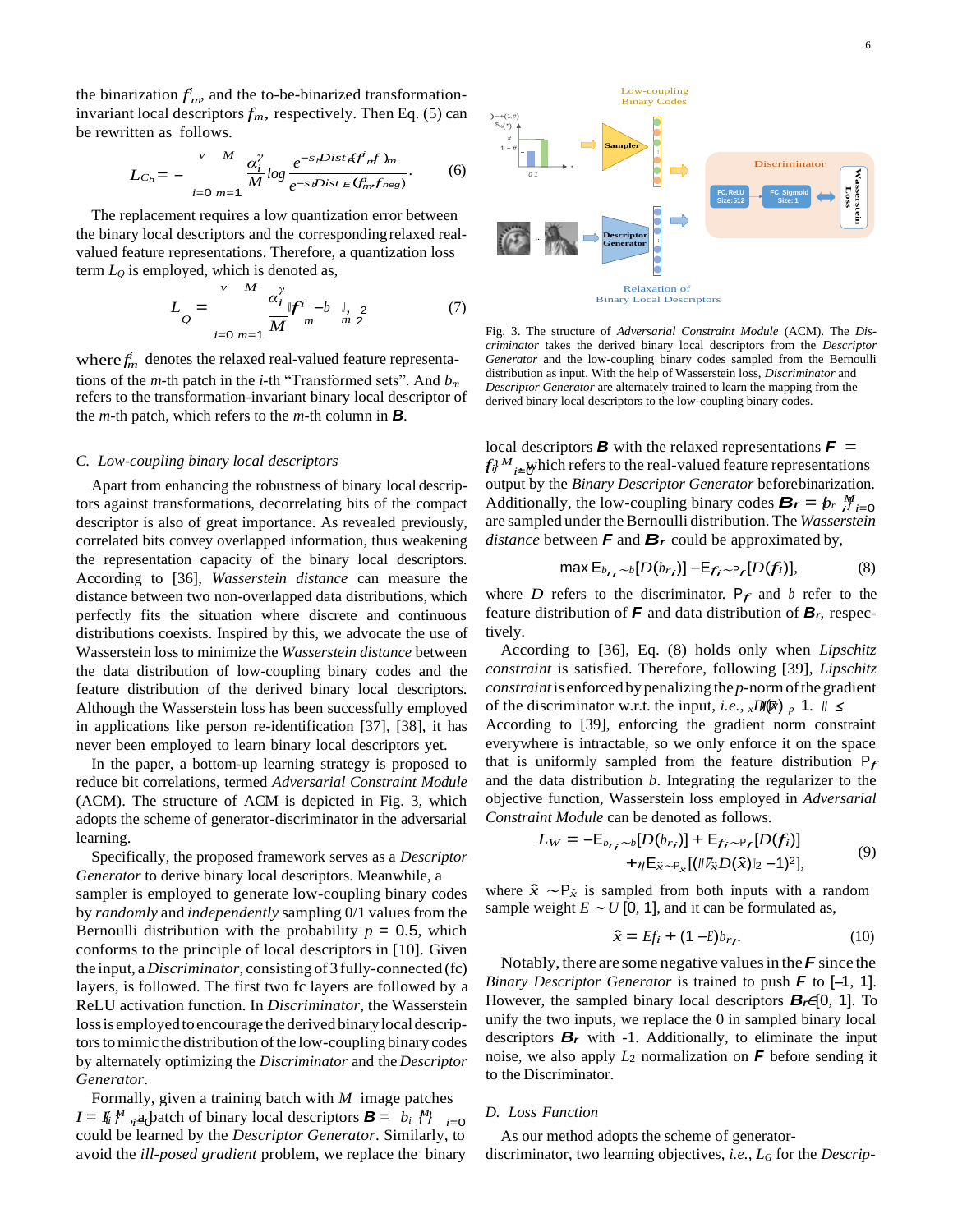the binarization $f^i_m$, and the to-be-binarized transformation-invariant local descriptors $f_m$, respectively. Then Eq. (5) can be rewritten as follows.

$$L_{C_b} = -\sum_{i=0}^{v}\sum_{m=1}^{M} \frac{\alpha_i^{\gamma}}{M} log \frac{e^{-s_b Dist_E(f^i_m, f_m)}}{e^{-s_b \overline{Dist_E}(f^i_m, f_{neg})}}. \tag{6}$$

The replacement requires a low quantization error between the binary local descriptors and the corresponding relaxed real-valued feature representations. Therefore, a quantization loss term $L_Q$ is employed, which is denoted as,

$$L_Q = \sum_{i=0}^{v}\sum_{m=1}^{M} \frac{\alpha_i^{\gamma}}{M} \| f^i_m - b_m \|_2^2, \tag{7}$$

where $f^i_m$ denotes the relaxed real-valued feature representations of the $m$-th patch in the $i$-th "Transformed sets". And $b_m$ refers to the transformation-invariant binary local descriptor of the $m$-th patch, which refers to the $m$-th column in $\boldsymbol{B}$.

### C. Low-coupling binary local descriptors

Apart from enhancing the robustness of binary local descriptors against transformations, decorrelating bits of the compact descriptor is also of great importance. As revealed previously, correlated bits convey overlapped information, thus weakening the representation capacity of the binary local descriptors. According to [36], *Wasserstein distance* can measure the distance between two non-overlapped data distributions, which perfectly fits the situation where discrete and continuous distributions coexists. Inspired by this, we advocate the use of Wasserstein loss to minimize the *Wasserstein distance* between the data distribution of low-coupling binary codes and the feature distribution of the derived binary local descriptors. Although the Wasserstein loss has been successfully employed in applications like person re-identification [37], [38], it has never been employed to learn binary local descriptors yet.

In the paper, a bottom-up learning strategy is proposed to reduce bit correlations, termed *Adversarial Constraint Module* (ACM). The structure of ACM is depicted in Fig. 3, which adopts the scheme of generator-discriminator in the adversarial learning.

Specifically, the proposed framework serves as a *Descriptor Generator* to derive binary local descriptors. Meanwhile, a sampler is employed to generate low-coupling binary codes by *randomly* and *independently* sampling 0/1 values from the Bernoulli distribution with the probability $p = 0.5$, which conforms to the principle of local descriptors in [10]. Given the input, a *Discriminator*, consisting of 3 fully-connected (fc) layers, is followed. The first two fc layers are followed by a ReLU activation function. In *Discriminator*, the Wasserstein loss is employed to encourage the derived binary local descriptors to mimic the distribution of the low-coupling binary codes by alternately optimizing the *Discriminator* and the *Descriptor Generator*.

Formally, given a training batch with $M$ image patches $I = \{I_i\}_{i=0}^{M}$, a batch of binary local descriptors $\boldsymbol{B} = \{b_i\}_{i=0}^{M}$ could be learned by the *Descriptor Generator*. Similarly, to avoid the *ill-posed gradient* problem, we replace the binary

Fig. 3. The structure of *Adversarial Constraint Module* (ACM). The *Discriminator* takes the derived binary local descriptors from the *Descriptor Generator* and the low-coupling binary codes sampled from the Bernoulli distribution as input. With the help of Wasserstein loss, *Discriminator* and *Descriptor Generator* are alternately trained to learn the mapping from the derived binary local descriptors to the low-coupling binary codes.

local descriptors $\boldsymbol{B}$ with the relaxed representations $\boldsymbol{F} = \{f_i\}_{i=0}^{M}$, which refers to the real-valued feature representations output by the *Binary Descriptor Generator* before binarization. Additionally, the low-coupling binary codes $\boldsymbol{B_r} = \{b_{r_i}\}_{i=0}^{M}$ are sampled under the Bernoulli distribution. The *Wasserstein distance* between $\boldsymbol{F}$ and $\boldsymbol{B_r}$ could be approximated by,

$$\max \mathbb{E}_{b_{r_i} \sim b}[D(b_{r_i})] - \mathbb{E}_{f_i \sim \mathbb{P}_f}[D(f_i)], \tag{8}$$

where $D$ refers to the discriminator. $\mathbb{P}_f$ and $b$ refer to the feature distribution of $\boldsymbol{F}$ and data distribution of $\boldsymbol{B_r}$, respectively.

According to [36], Eq. (8) holds only when *Lipschitz constraint* is satisfied. Therefore, following [39], *Lipschitz constraint* is enforced by penalizing the $p$-norm of the gradient of the discriminator w.r.t. the input, *i.e.*, $\|\nabla_{\hat{x}} D(\hat{x})\|_p \leq 1$. According to [39], enforcing the gradient norm constraint everywhere is intractable, so we only enforce it on the space that is uniformly sampled from the feature distribution $\mathbb{P}_f$ and the data distribution $b$. Integrating the regularizer to the objective function, Wasserstein loss employed in *Adversarial Constraint Module* can be denoted as follows.

$$\begin{aligned} L_W = &-\mathbb{E}_{b_{r_i} \sim b}[D(b_{r_i})] + \mathbb{E}_{f_i \sim \mathbb{P}_f}[D(f_i)] \\ &+ \eta \mathbb{E}_{\hat{x} \sim \mathbb{P}_{\hat{x}}}[(\|\nabla_{\hat{x}} D(\hat{x})\|_2 - 1)^2], \end{aligned} \tag{9}$$

where $\hat{x} \sim \mathbb{P}_{\hat{x}}$ is sampled from both inputs with a random sample weight $E \sim U[0, 1]$, and it can be formulated as,

$$\hat{x} = E f_i + (1 - E) b_{r_i}. \tag{10}$$

Notably, there are some negative values in the $\boldsymbol{F}$ since the *Binary Descriptor Generator* is trained to push $\boldsymbol{F}$ to $[-1, 1]$. However, the sampled binary local descriptors $\boldsymbol{B_r} \in [0, 1]$. To unify the two inputs, we replace the 0 in sampled binary local descriptors $\boldsymbol{B_r}$ with -1. Additionally, to eliminate the input noise, we also apply $L_2$ normalization on $\boldsymbol{F}$ before sending it to the Discriminator.

### D. Loss Function

As our method adopts the scheme of generator-discriminator, two learning objectives, *i.e.*, $L_G$ for the *Descrip-*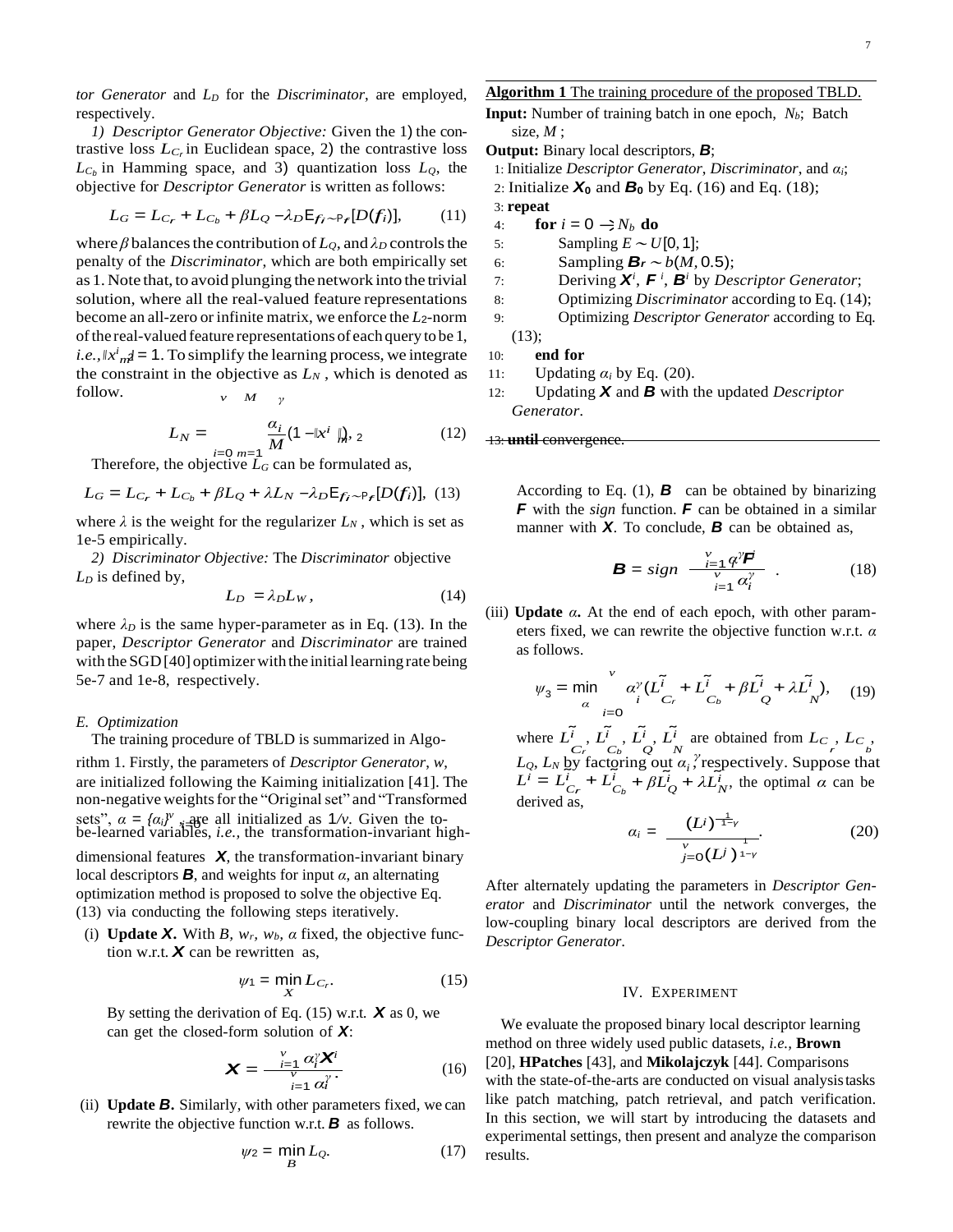*tor Generator* and $L_D$ for the *Discriminator*, are employed, respectively.

*1) Descriptor Generator Objective:* Given the 1) the contrastive loss $L_{C_r}$ in Euclidean space, 2) the contrastive loss $L_{C_b}$ in Hamming space, and 3) quantization loss $L_Q$, the objective for *Descriptor Generator* is written as follows:

$$L_G = L_{C_r} + L_{C_b} + \beta L_Q - \lambda_D \mathbb{E}_{f_i \sim P_r}[D(f_i)], \quad (11)$$

where $\beta$ balances the contribution of $L_Q$, and $\lambda_D$ controls the penalty of the *Discriminator*, which are both empirically set as 1. Note that, to avoid plunging the network into the trivial solution, where all the real-valued feature representations become an all-zero or infinite matrix, we enforce the $L_2$-norm of the real-valued feature representations of each query to be 1, *i.e.,* $\|x^i_m\|_2 = 1$. To simplify the learning process, we integrate the constraint in the objective as $L_N$, which is denoted as follow.

$$L_N = \sum_{i=0}^{v}\sum_{m=1}^{M} \frac{\alpha_i^\gamma}{M}(1 - \|x^i_m\|_2), \quad (12)$$

Therefore, the objective $L_G$ can be formulated as,

$$L_G = L_{C_r} + L_{C_b} + \beta L_Q + \lambda L_N - \lambda_D \mathbb{E}_{f_i \sim P_r}[D(f_i)], \quad (13)$$

where $\lambda$ is the weight for the regularizer $L_N$, which is set as 1e-5 empirically.

*2) Discriminator Objective:* The *Discriminator* objective $L_D$ is defined by,

$$L_D = \lambda_D L_W, \quad (14)$$

where $\lambda_D$ is the same hyper-parameter as in Eq. (13). In the paper, *Descriptor Generator* and *Discriminator* are trained with the SGD [40] optimizer with the initial learning rate being 5e-7 and 1e-8, respectively.

### E. Optimization

The training procedure of TBLD is summarized in Algorithm 1. Firstly, the parameters of *Descriptor Generator*, $w$, are initialized following the Kaiming initialization [41]. The non-negative weights for the "Original set" and "Transformed sets", $\alpha = \{\alpha_i\}_{i=0}^{v}$, are all initialized as $1/v$. Given the to-be-learned variables, *i.e.,* the transformation-invariant high-dimensional features $\boldsymbol{X}$, the transformation-invariant binary local descriptors $\boldsymbol{B}$, and weights for input $\alpha$, an alternating optimization method is proposed to solve the objective Eq. (13) via conducting the following steps iteratively.

(i) **Update $\boldsymbol{X}$.** With $B$, $w_r$, $w_b$, $\alpha$ fixed, the objective function w.r.t. $\boldsymbol{X}$ can be rewritten as,

$$\psi_1 = \min_{X} L_{C_r}. \quad (15)$$

By setting the derivation of Eq. (15) w.r.t. $\boldsymbol{X}$ as 0, we can get the closed-form solution of $\boldsymbol{X}$:

$$\boldsymbol{X} = \frac{\sum_{i=1}^{v} \alpha_i^\gamma \boldsymbol{X}^i}{\sum_{i=1}^{v} \alpha_i^\gamma}. \quad (16)$$

(ii) **Update $\boldsymbol{B}$.** Similarly, with other parameters fixed, we can rewrite the objective function w.r.t. $\boldsymbol{B}$ as follows.

$$\psi_2 = \min_{B} L_Q. \quad (17)$$

According to Eq. (1), $\boldsymbol{B}$ can be obtained by binarizing $\boldsymbol{F}$ with the *sign* function. $\boldsymbol{F}$ can be obtained in a similar manner with $\boldsymbol{X}$. To conclude, $\boldsymbol{B}$ can be obtained as,

$$\boldsymbol{B} = sign\left(\frac{\sum_{i=1}^{v} \alpha_i^\gamma \boldsymbol{F}^i}{\sum_{i=1}^{v} \alpha_i^\gamma}\right). \quad (18)$$

(iii) **Update $\alpha$.** At the end of each epoch, with other parameters fixed, we can rewrite the objective function w.r.t. $\alpha$ as follows.

$$\psi_3 = \min_{\alpha} \sum_{i=0}^{v} \alpha_i^\gamma (\widetilde{L^i_{C_r}} + \widetilde{L^i_{C_b}} + \beta \widetilde{L^i_Q} + \lambda \widetilde{L^i_N}), \quad (19)$$

where $\widetilde{L^i_{C_r}}$, $\widetilde{L^i_{C_b}}$, $\widetilde{L^i_Q}$, $\widetilde{L^i_N}$ are obtained from $L_{C_r}$, $L_{C_b}$, $L_Q$, $L_N$ by factoring out $\alpha_i^\gamma$, respectively. Suppose that $L^i = \widetilde{L^i_{C_r}} + \widetilde{L^i_{C_b}} + \beta \widetilde{L^i_Q} + \lambda \widetilde{L^i_N}$, the optimal $\alpha$ can be derived as,

$$\alpha_i = \frac{(L^i)^{\frac{1}{1-\gamma}}}{\sum_{j=0}^{v} (L^j)^{\frac{1}{1-\gamma}}}. \quad (20)$$

After alternately updating the parameters in *Descriptor Generator* and *Discriminator* until the network converges, the low-coupling binary local descriptors are derived from the *Descriptor Generator*.

**Algorithm 1** The training procedure of the proposed TBLD.

**Input:** Number of training batch in one epoch, $N_b$; Batch size, $M$;
**Output:** Binary local descriptors, $\boldsymbol{B}$;
1: Initialize *Descriptor Generator*, *Discriminator*, and $\alpha_i$;
2: Initialize $\boldsymbol{X_0}$ and $\boldsymbol{B_0}$ by Eq. (16) and Eq. (18);
3: **repeat**
4: &nbsp;&nbsp;&nbsp;&nbsp;**for** $i = 0 \to N_b$ **do**
5: &nbsp;&nbsp;&nbsp;&nbsp;&nbsp;&nbsp;&nbsp;&nbsp;Sampling $E \sim U[0, 1]$;
6: &nbsp;&nbsp;&nbsp;&nbsp;&nbsp;&nbsp;&nbsp;&nbsp;Sampling $\boldsymbol{B_r} \sim b(M, 0.5)$;
7: &nbsp;&nbsp;&nbsp;&nbsp;&nbsp;&nbsp;&nbsp;&nbsp;Deriving $\boldsymbol{X}^i$, $\boldsymbol{F}^i$, $\boldsymbol{B}^i$ by *Descriptor Generator*;
8: &nbsp;&nbsp;&nbsp;&nbsp;&nbsp;&nbsp;&nbsp;&nbsp;Optimizing *Discriminator* according to Eq. (14);
9: &nbsp;&nbsp;&nbsp;&nbsp;&nbsp;&nbsp;&nbsp;&nbsp;Optimizing *Descriptor Generator* according to Eq. (13);
10: &nbsp;&nbsp;&nbsp;&nbsp;**end for**
11: &nbsp;&nbsp;&nbsp;&nbsp;Updating $\alpha_i$ by Eq. (20).
12: &nbsp;&nbsp;&nbsp;&nbsp;Updating $\boldsymbol{X}$ and $\boldsymbol{B}$ with the updated *Descriptor Generator*.
13: **until** convergence.

## IV. Experiment

We evaluate the proposed binary local descriptor learning method on three widely used public datasets, *i.e.,* **Brown** [20], **HPatches** [43], and **Mikolajczyk** [44]. Comparisons with the state-of-the-arts are conducted on visual analysis tasks like patch matching, patch retrieval, and patch verification. In this section, we will start by introducing the datasets and experimental settings, then present and analyze the comparison results.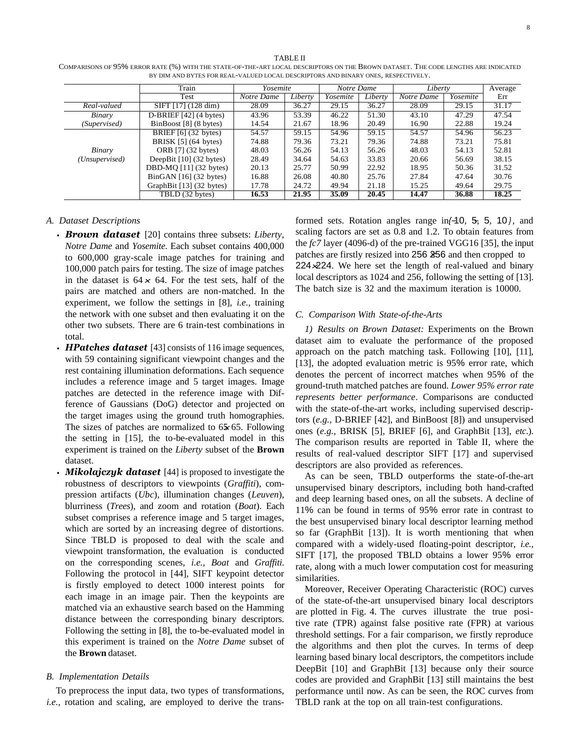TABLE II

COMPARISONS OF 95% ERROR RATE (%) WITH THE STATE-OF-THE-ART LOCAL DESCRIPTORS ON THE BROWN DATASET. THE CODE LENGTHS ARE INDICATED BY DIM AND BYTES FOR REAL-VALUED LOCAL DESCRIPTORS AND BINARY ONES, RESPECTIVELY.

| | Train | *Yosemite* | | *Notre Dame* | | *Liberty* | | Average |
|---|---|---|---|---|---|---|---|---|
| | Test | *Notre Dame* | *Liberty* | *Yosemite* | *Liberty* | *Notre Dame* | *Yosemite* | Err |
| *Real-valued* | SIFT [17] (128 dim) | 28.09 | 36.27 | 29.15 | 36.27 | 28.09 | 29.15 | 31.17 |
| *Binary (Supervised)* | D-BRIEF [42] (4 bytes) | 43.96 | 53.39 | 46.22 | 51.30 | 43.10 | 47.29 | 47.54 |
| | BinBoost [8] (8 bytes) | 14.54 | 21.67 | 18.96 | 20.49 | 16.90 | 22.88 | 19.24 |
| *Binary (Unsupervised)* | BRIEF [6] (32 bytes) | 54.57 | 59.15 | 54.96 | 59.15 | 54.57 | 54.96 | 56.23 |
| | BRISK [5] (64 bytes) | 74.88 | 79.36 | 73.21 | 79.36 | 74.88 | 73.21 | 75.81 |
| | ORB [7] (32 bytes) | 48.03 | 56.26 | 54.13 | 56.26 | 48.03 | 54.13 | 52.81 |
| | DeepBit [10] (32 bytes) | 28.49 | 34.64 | 54.63 | 33.83 | 20.66 | 56.69 | 38.15 |
| | DBD-MQ [11] (32 bytes) | 20.13 | 25.77 | 50.99 | 22.92 | 18.95 | 50.36 | 31.52 |
| | BinGAN [16] (32 bytes) | 16.88 | 26.08 | 40.80 | 25.76 | 27.84 | 47.64 | 30.76 |
| | GraphBit [13] (32 bytes) | 17.78 | 24.72 | 49.94 | 21.18 | 15.25 | 49.64 | 29.75 |
| | TBLD (32 bytes) | **16.53** | **21.95** | **35.09** | **20.45** | **14.47** | **36.88** | **18.25** |

### A. Dataset Descriptions

- ***Brown dataset*** [20] contains three subsets: *Liberty*, *Notre Dame* and *Yosemite*. Each subset contains 400,000 to 600,000 gray-scale image patches for training and 100,000 patch pairs for testing. The size of image patches in the dataset is $64 \times 64$. For the test sets, half of the pairs are matched and others are non-matched. In the experiment, we follow the settings in [8], *i.e.,* training the network with one subset and then evaluating it on the other two subsets. There are 6 train-test combinations in total.
- ***HPatches dataset*** [43] consists of 116 image sequences, with 59 containing significant viewpoint changes and the rest containing illumination deformations. Each sequence includes a reference image and 5 target images. Image patches are detected in the reference image with Difference of Gaussians (DoG) detector and projected on the target images using the ground truth homographies. The sizes of patches are normalized to $65 \times 65$. Following the setting in [15], the to-be-evaluated model in this experiment is trained on the *Liberty* subset of the **Brown** dataset.
- ***Mikolajczyk dataset*** [44] is proposed to investigate the robustness of descriptors to viewpoints (*Graffiti*), compression artifacts (*Ubc*), illumination changes (*Leuven*), blurriness (*Trees*), and zoom and rotation (*Boat*). Each subset comprises a reference image and 5 target images, which are sorted by an increasing degree of distortions. Since TBLD is proposed to deal with the scale and viewpoint transformation, the evaluation is conducted on the corresponding scenes, *i.e., Boat* and *Graffiti*. Following the protocol in [44], SIFT keypoint detector is firstly employed to detect 1000 interest points for each image in an image pair. Then the keypoints are matched via an exhaustive search based on the Hamming distance between the corresponding binary descriptors. Following the setting in [8], the to-be-evaluated model in this experiment is trained on the *Notre Dame* subset of the **Brown** dataset.

### B. Implementation Details

To preprocess the input data, two types of transformations, *i.e.,* rotation and scaling, are employed to derive the transformed sets. Rotation angles range in $\{-10, -5, 5, 10\}$, and scaling factors are set as 0.8 and 1.2. To obtain features from the *fc7* layer (4096-d) of the pre-trained VGG16 [35], the input patches are firstly resized into $256 \times 256$ and then cropped to $224 \times 224$. We here set the length of real-valued and binary local descriptors as 1024 and 256, following the setting of [13]. The batch size is 32 and the maximum iteration is 10000.

### C. Comparison With State-of-the-Arts

*1) Results on Brown Dataset:* Experiments on the Brown dataset aim to evaluate the performance of the proposed approach on the patch matching task. Following [10], [11], [13], the adopted evaluation metric is 95% error rate, which denotes the percent of incorrect matches when 95% of the ground-truth matched patches are found. *Lower 95% error rate represents better performance*. Comparisons are conducted with the state-of-the-art works, including supervised descriptors (*e.g.,* D-BRIEF [42], and BinBoost [8]) and unsupervised ones (*e.g.,* BRISK [5], BRIEF [6], and GraphBit [13], *etc.*). The comparison results are reported in Table II, where the results of real-valued descriptor SIFT [17] and supervised descriptors are also provided as references.

As can be seen, TBLD outperforms the state-of-the-art unsupervised binary descriptors, including both hand-crafted and deep learning based ones, on all the subsets. A decline of 11% can be found in terms of 95% error rate in contrast to the best unsupervised binary local descriptor learning method so far (GraphBit [13]). It is worth mentioning that when compared with a widely-used floating-point descriptor, *i.e.,* SIFT [17], the proposed TBLD obtains a lower 95% error rate, along with a much lower computation cost for measuring similarities.

Moreover, Receiver Operating Characteristic (ROC) curves of the state-of-the-art unsupervised binary local descriptors are plotted in Fig. 4. The curves illustrate the true positive rate (TPR) against false positive rate (FPR) at various threshold settings. For a fair comparison, we firstly reproduce the algorithms and then plot the curves. In terms of deep learning based binary local descriptors, the competitors include DeepBit [10] and GraphBit [13] because only their source codes are provided and GraphBit [13] still maintains the best performance until now. As can be seen, the ROC curves from TBLD rank at the top on all train-test configurations.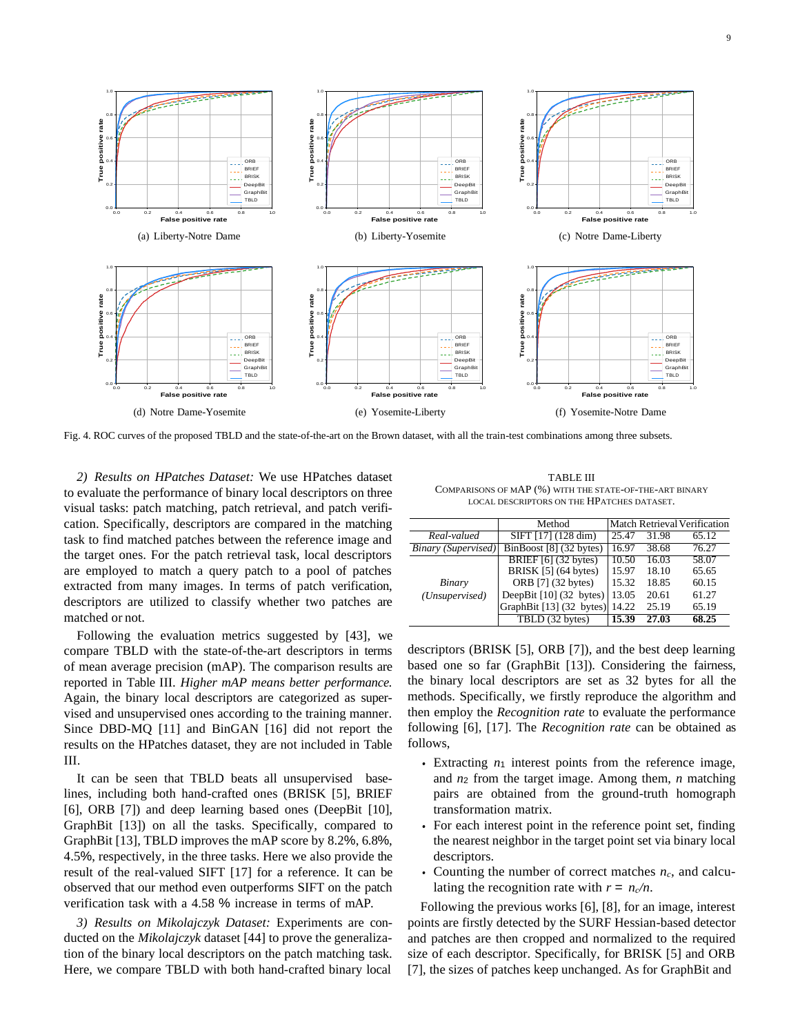(a) Liberty-Notre Dame

(b) Liberty-Yosemite

(c) Notre Dame-Liberty

(d) Notre Dame-Yosemite

(e) Yosemite-Liberty

(f) Yosemite-Notre Dame

Fig. 4. ROC curves of the proposed TBLD and the state-of-the-art on the Brown dataset, with all the train-test combinations among three subsets.

*2) Results on HPatches Dataset:* We use HPatches dataset to evaluate the performance of binary local descriptors on three visual tasks: patch matching, patch retrieval, and patch verification. Specifically, descriptors are compared in the matching task to find matched patches between the reference image and the target ones. For the patch retrieval task, local descriptors are employed to match a query patch to a pool of patches extracted from many images. In terms of patch verification, descriptors are utilized to classify whether two patches are matched or not.

Following the evaluation metrics suggested by [43], we compare TBLD with the state-of-the-art descriptors in terms of mean average precision (mAP). The comparison results are reported in Table III. *Higher mAP means better performance.* Again, the binary local descriptors are categorized as supervised and unsupervised ones according to the training manner. Since DBD-MQ [11] and BinGAN [16] did not report the results on the HPatches dataset, they are not included in Table III.

TABLE III
COMPARISONS OF MAP (%) WITH THE STATE-OF-THE-ART BINARY LOCAL DESCRIPTORS ON THE HPATCHES DATASET.

| | Method | Match | Retrieval | Verification |
|---|---|---|---|---|
| *Real-valued* | SIFT [17] (128 dim) | 25.47 | 31.98 | 65.12 |
| *Binary (Supervised)* | BinBoost [8] (32 bytes) | 16.97 | 38.68 | 76.27 |
| *Binary (Unsupervised)* | BRIEF [6] (32 bytes) | 10.50 | 16.03 | 58.07 |
| | BRISK [5] (64 bytes) | 15.97 | 18.10 | 65.65 |
| | ORB [7] (32 bytes) | 15.32 | 18.85 | 60.15 |
| | DeepBit [10] (32 bytes) | 13.05 | 20.61 | 61.27 |
| | GraphBit [13] (32 bytes) | 14.22 | 25.19 | 65.19 |
| | TBLD (32 bytes) | **15.39** | **27.03** | **68.25** |

It can be seen that TBLD beats all unsupervised baselines, including both hand-crafted ones (BRISK [5], BRIEF [6], ORB [7]) and deep learning based ones (DeepBit [10], GraphBit [13]) on all the tasks. Specifically, compared to GraphBit [13], TBLD improves the mAP score by 8.2%, 6.8%, 4.5%, respectively, in the three tasks. Here we also provide the result of the real-valued SIFT [17] for a reference. It can be observed that our method even outperforms SIFT on the patch verification task with a 4.58 % increase in terms of mAP.

*3) Results on Mikolajczyk Dataset:* Experiments are conducted on the *Mikolajczyk* dataset [44] to prove the generalization of the binary local descriptors on the patch matching task. Here, we compare TBLD with both hand-crafted binary local descriptors (BRISK [5], ORB [7]), and the best deep learning based one so far (GraphBit [13]). Considering the fairness, the binary local descriptors are set as 32 bytes for all the methods. Specifically, we firstly reproduce the algorithm and then employ the *Recognition rate* to evaluate the performance following [6], [17]. The *Recognition rate* can be obtained as follows,

- Extracting $n_1$ interest points from the reference image, and $n_2$ from the target image. Among them, $n$ matching pairs are obtained from the ground-truth homograph transformation matrix.
- For each interest point in the reference point set, finding the nearest neighbor in the target point set via binary local descriptors.
- Counting the number of correct matches $n_c$, and calculating the recognition rate with $r = n_c/n$.

Following the previous works [6], [8], for an image, interest points are firstly detected by the SURF Hessian-based detector and patches are then cropped and normalized to the required size of each descriptor. Specifically, for BRISK [5] and ORB [7], the sizes of patches keep unchanged. As for GraphBit and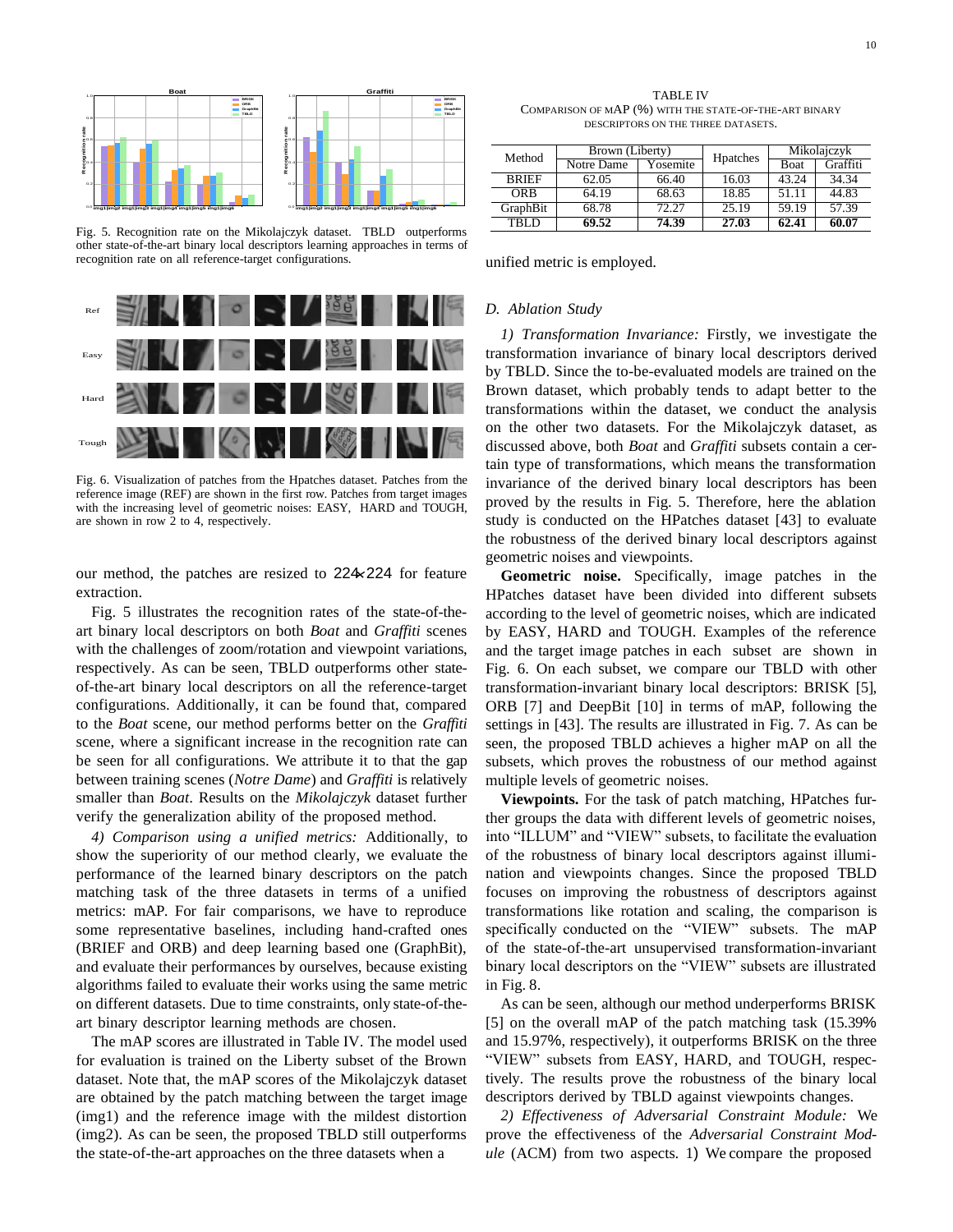Fig. 5. Recognition rate on the Mikolajczyk dataset. TBLD outperforms other state-of-the-art binary local descriptors learning approaches in terms of recognition rate on all reference-target configurations.

Fig. 6. Visualization of patches from the Hpatches dataset. Patches from the reference image (REF) are shown in the first row. Patches from target images with the increasing level of geometric noises: EASY, HARD and TOUGH, are shown in row 2 to 4, respectively.

our method, the patches are resized to $224 \times 224$ for feature extraction.

Fig. 5 illustrates the recognition rates of the state-of-the-art binary local descriptors on both *Boat* and *Graffiti* scenes with the challenges of zoom/rotation and viewpoint variations, respectively. As can be seen, TBLD outperforms other state-of-the-art binary local descriptors on all the reference-target configurations. Additionally, it can be found that, compared to the *Boat* scene, our method performs better on the *Graffiti* scene, where a significant increase in the recognition rate can be seen for all configurations. We attribute it to that the gap between training scenes (*Notre Dame*) and *Graffiti* is relatively smaller than *Boat*. Results on the *Mikolajczyk* dataset further verify the generalization ability of the proposed method.

*4) Comparison using a unified metrics:* Additionally, to show the superiority of our method clearly, we evaluate the performance of the learned binary descriptors on the patch matching task of the three datasets in terms of a unified metrics: mAP. For fair comparisons, we have to reproduce some representative baselines, including hand-crafted ones (BRIEF and ORB) and deep learning based one (GraphBit), and evaluate their performances by ourselves, because existing algorithms failed to evaluate their works using the same metric on different datasets. Due to time constraints, only state-of-the-art binary descriptor learning methods are chosen.

The mAP scores are illustrated in Table IV. The model used for evaluation is trained on the Liberty subset of the Brown dataset. Note that, the mAP scores of the Mikolajczyk dataset are obtained by the patch matching between the target image (img1) and the reference image with the mildest distortion (img2). As can be seen, the proposed TBLD still outperforms the state-of-the-art approaches on the three datasets when a unified metric is employed.

TABLE IV
COMPARISON OF MAP (%) WITH THE STATE-OF-THE-ART BINARY DESCRIPTORS ON THE THREE DATASETS.

| Method | Brown (Liberty) | | Hpatches | Mikolajczyk | |
|---|---|---|---|---|---|
| | Notre Dame | Yosemite | | Boat | Graffiti |
| BRIEF | 62.05 | 66.40 | 16.03 | 43.24 | 34.34 |
| ORB | 64.19 | 68.63 | 18.85 | 51.11 | 44.83 |
| GraphBit | 68.78 | 72.27 | 25.19 | 59.19 | 57.39 |
| TBLD | **69.52** | **74.39** | **27.03** | **62.41** | **60.07** |

### D. Ablation Study

*1) Transformation Invariance:* Firstly, we investigate the transformation invariance of binary local descriptors derived by TBLD. Since the to-be-evaluated models are trained on the Brown dataset, which probably tends to adapt better to the transformations within the dataset, we conduct the analysis on the other two datasets. For the Mikolajczyk dataset, as discussed above, both *Boat* and *Graffiti* subsets contain a certain type of transformations, which means the transformation invariance of the derived binary local descriptors has been proved by the results in Fig. 5. Therefore, here the ablation study is conducted on the HPatches dataset [43] to evaluate the robustness of the derived binary local descriptors against geometric noises and viewpoints.

**Geometric noise.** Specifically, image patches in the HPatches dataset have been divided into different subsets according to the level of geometric noises, which are indicated by EASY, HARD and TOUGH. Examples of the reference and the target image patches in each subset are shown in Fig. 6. On each subset, we compare our TBLD with other transformation-invariant binary local descriptors: BRISK [5], ORB [7] and DeepBit [10] in terms of mAP, following the settings in [43]. The results are illustrated in Fig. 7. As can be seen, the proposed TBLD achieves a higher mAP on all the subsets, which proves the robustness of our method against multiple levels of geometric noises.

**Viewpoints.** For the task of patch matching, HPatches further groups the data with different levels of geometric noises, into "ILLUM" and "VIEW" subsets, to facilitate the evaluation of the robustness of binary local descriptors against illumination and viewpoints changes. Since the proposed TBLD focuses on improving the robustness of descriptors against transformations like rotation and scaling, the comparison is specifically conducted on the "VIEW" subsets. The mAP of the state-of-the-art unsupervised transformation-invariant binary local descriptors on the "VIEW" subsets are illustrated in Fig. 8.

As can be seen, although our method underperforms BRISK [5] on the overall mAP of the patch matching task (15.39% and 15.97%, respectively), it outperforms BRISK on the three "VIEW" subsets from EASY, HARD, and TOUGH, respectively. The results prove the robustness of the binary local descriptors derived by TBLD against viewpoints changes.

*2) Effectiveness of Adversarial Constraint Module:* We prove the effectiveness of the *Adversarial Constraint Module* (ACM) from two aspects. 1) We compare the proposed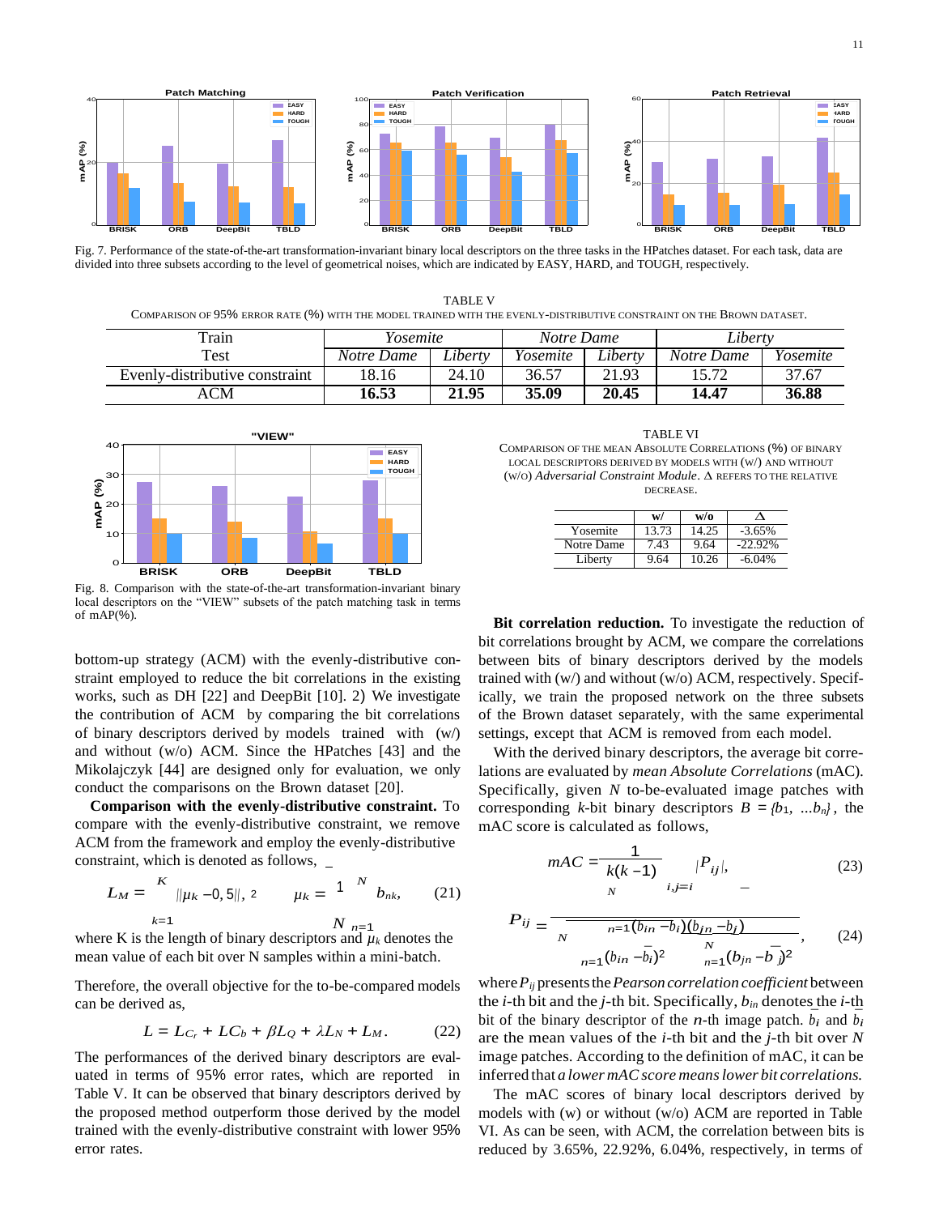Fig. 7. Performance of the state-of-the-art transformation-invariant binary local descriptors on the three tasks in the HPatches dataset. For each task, data are divided into three subsets according to the level of geometrical noises, which are indicated by EASY, HARD, and TOUGH, respectively.

TABLE V
COMPARISON OF 95% ERROR RATE (%) WITH THE MODEL TRAINED WITH THE EVENLY-DISTRIBUTIVE CONSTRAINT ON THE BROWN DATASET.

| Train | *Yosemite* | | *Notre Dame* | | *Liberty* | |
|---|---|---|---|---|---|---|
| Test | *Notre Dame* | *Liberty* | *Yosemite* | *Liberty* | *Notre Dame* | *Yosemite* |
| Evenly-distributive constraint | 18.16 | 24.10 | 36.57 | 21.93 | 15.72 | 37.67 |
| ACM | **16.53** | **21.95** | **35.09** | **20.45** | **14.47** | **36.88** |

Fig. 8. Comparison with the state-of-the-art transformation-invariant binary local descriptors on the "VIEW" subsets of the patch matching task in terms of mAP(%).

bottom-up strategy (ACM) with the evenly-distributive constraint employed to reduce the bit correlations in the existing works, such as DH [22] and DeepBit [10]. 2) We investigate the contribution of ACM by comparing the bit correlations of binary descriptors derived by models trained with (w/) and without (w/o) ACM. Since the HPatches [43] and the Mikolajczyk [44] are designed only for evaluation, we only conduct the comparisons on the Brown dataset [20].

**Comparison with the evenly-distributive constraint.** To compare with the evenly-distributive constraint, we remove ACM from the framework and employ the evenly-distributive constraint, which is denoted as follows,

$$L_M = \sum_{k=1}^{K} ||\mu_k - 0,5||_2, \qquad \mu_k = \frac{1}{N}\sum_{n=1}^{N} b_{nk}, \tag{21}$$

where K is the length of binary descriptors and $\mu_k$ denotes the mean value of each bit over N samples within a mini-batch.

Therefore, the overall objective for the to-be-compared models can be derived as,

$$L = L_{C_r} + LC_b + \beta L_Q + \lambda L_N + L_M. \tag{22}$$

The performances of the derived binary descriptors are evaluated in terms of 95% error rates, which are reported in Table V. It can be observed that binary descriptors derived by the proposed method outperform those derived by the model trained with the evenly-distributive constraint with lower 95% error rates.

TABLE VI
COMPARISON OF THE MEAN ABSOLUTE CORRELATIONS (%) OF BINARY LOCAL DESCRIPTORS DERIVED BY MODELS WITH (W/) AND WITHOUT (W/O) *Adversarial Constraint Module*. Δ REFERS TO THE RELATIVE DECREASE.

| | w/ | w/o | Δ |
|---|---|---|---|
| Yosemite | 13.73 | 14.25 | -3.65% |
| Notre Dame | 7.43 | 9.64 | -22.92% |
| Liberty | 9.64 | 10.26 | -6.04% |

**Bit correlation reduction.** To investigate the reduction of bit correlations brought by ACM, we compare the correlations between bits of binary descriptors derived by the models trained with (w/) and without (w/o) ACM, respectively. Specifically, we train the proposed network on the three subsets of the Brown dataset separately, with the same experimental settings, except that ACM is removed from each model.

With the derived binary descriptors, the average bit correlations are evaluated by *mean Absolute Correlations* (mAC). Specifically, given $N$ to-be-evaluated image patches with corresponding $k$-bit binary descriptors $B = \{b_1, ...b_n\}$, the mAC score is calculated as follows,

$$mAC = \frac{1}{k(k-1)} \sum_{i,j=i}^{N} |P_{ij}|, \tag{23}$$

$$P_{ij} = \frac{\sum_{n=1}^{N}(b_{in} - \bar{b}_i)(b_{jn} - \bar{b}_j)}{\sqrt{\sum_{n=1}^{N}(b_{in} - \bar{b}_i)^2}\sqrt{\sum_{n=1}^{N}(b_{jn} - \bar{b}_j)^2}}, \tag{24}$$

where $P_{ij}$ presents the *Pearson correlation coefficient* between the $i$-th bit and the $j$-th bit. Specifically, $b_{in}$ denotes the $i$-th bit of the binary descriptor of the $n$-th image patch. $\bar{b}_i$ and $\bar{b}_j$ are the mean values of the $i$-th bit and the $j$-th bit over $N$ image patches. According to the definition of mAC, it can be inferred that *a lower mAC score means lower bit correlations.*

The mAC scores of binary local descriptors derived by models with (w) or without (w/o) ACM are reported in Table VI. As can be seen, with ACM, the correlation between bits is reduced by 3.65%, 22.92%, 6.04%, respectively, in terms of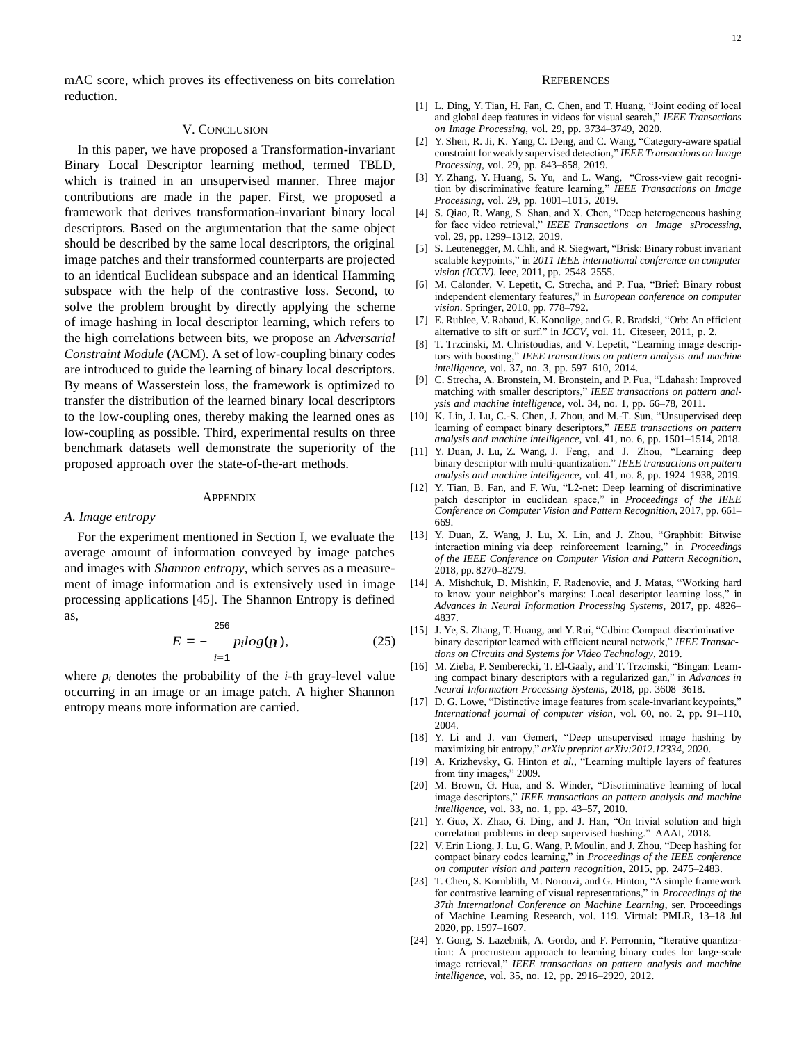mAC score, which proves its effectiveness on bits correlation reduction.

## V. Conclusion

In this paper, we have proposed a Transformation-invariant Binary Local Descriptor learning method, termed TBLD, which is trained in an unsupervised manner. Three major contributions are made in the paper. First, we proposed a framework that derives transformation-invariant binary local descriptors. Based on the argumentation that the same object should be described by the same local descriptors, the original image patches and their transformed counterparts are projected to an identical Euclidean subspace and an identical Hamming subspace with the help of the contrastive loss. Second, to solve the problem brought by directly applying the scheme of image hashing in local descriptor learning, which refers to the high correlations between bits, we propose an *Adversarial Constraint Module* (ACM). A set of low-coupling binary codes are introduced to guide the learning of binary local descriptors. By means of Wasserstein loss, the framework is optimized to transfer the distribution of the learned binary local descriptors to the low-coupling ones, thereby making the learned ones as low-coupling as possible. Third, experimental results on three benchmark datasets well demonstrate the superiority of the proposed approach over the state-of-the-art methods.

## Appendix

### A. Image entropy

For the experiment mentioned in Section I, we evaluate the average amount of information conveyed by image patches and images with *Shannon entropy*, which serves as a measurement of image information and is extensively used in image processing applications [45]. The Shannon Entropy is defined as,

$$E = -\sum_{i=1}^{256} p_i log(p_i), \tag{25}$$

where $p_i$ denotes the probability of the $i$-th gray-level value occurring in an image or an image patch. A higher Shannon entropy means more information are carried.

## References

[1] L. Ding, Y. Tian, H. Fan, C. Chen, and T. Huang, "Joint coding of local and global deep features in videos for visual search," *IEEE Transactions on Image Processing*, vol. 29, pp. 3734–3749, 2020.

[2] Y. Shen, R. Ji, K. Yang, C. Deng, and C. Wang, "Category-aware spatial constraint for weakly supervised detection," *IEEE Transactions on Image Processing*, vol. 29, pp. 843–858, 2019.

[3] Y. Zhang, Y. Huang, S. Yu, and L. Wang, "Cross-view gait recognition by discriminative feature learning," *IEEE Transactions on Image Processing*, vol. 29, pp. 1001–1015, 2019.

[4] S. Qiao, R. Wang, S. Shan, and X. Chen, "Deep heterogeneous hashing for face video retrieval," *IEEE Transactions on Image sProcessing*, vol. 29, pp. 1299–1312, 2019.

[5] S. Leutenegger, M. Chli, and R. Siegwart, "Brisk: Binary robust invariant scalable keypoints," in *2011 IEEE international conference on computer vision (ICCV)*. Ieee, 2011, pp. 2548–2555.

[6] M. Calonder, V. Lepetit, C. Strecha, and P. Fua, "Brief: Binary robust independent elementary features," in *European conference on computer vision*. Springer, 2010, pp. 778–792.

[7] E. Rublee, V. Rabaud, K. Konolige, and G. R. Bradski, "Orb: An efficient alternative to sift or surf." in *ICCV*, vol. 11. Citeseer, 2011, p. 2.

[8] T. Trzcinski, M. Christoudias, and V. Lepetit, "Learning image descriptors with boosting," *IEEE transactions on pattern analysis and machine intelligence*, vol. 37, no. 3, pp. 597–610, 2014.

[9] C. Strecha, A. Bronstein, M. Bronstein, and P. Fua, "Ldahash: Improved matching with smaller descriptors," *IEEE transactions on pattern analysis and machine intelligence*, vol. 34, no. 1, pp. 66–78, 2011.

[10] K. Lin, J. Lu, C.-S. Chen, J. Zhou, and M.-T. Sun, "Unsupervised deep learning of compact binary descriptors," *IEEE transactions on pattern analysis and machine intelligence*, vol. 41, no. 6, pp. 1501–1514, 2018.

[11] Y. Duan, J. Lu, Z. Wang, J. Feng, and J. Zhou, "Learning deep binary descriptor with multi-quantization." *IEEE transactions on pattern analysis and machine intelligence*, vol. 41, no. 8, pp. 1924–1938, 2019.

[12] Y. Tian, B. Fan, and F. Wu, "L2-net: Deep learning of discriminative patch descriptor in euclidean space," in *Proceedings of the IEEE Conference on Computer Vision and Pattern Recognition*, 2017, pp. 661–669.

[13] Y. Duan, Z. Wang, J. Lu, X. Lin, and J. Zhou, "Graphbit: Bitwise interaction mining via deep reinforcement learning," in *Proceedings of the IEEE Conference on Computer Vision and Pattern Recognition*, 2018, pp. 8270–8279.

[14] A. Mishchuk, D. Mishkin, F. Radenovic, and J. Matas, "Working hard to know your neighbor's margins: Local descriptor learning loss," in *Advances in Neural Information Processing Systems*, 2017, pp. 4826–4837.

[15] J. Ye, S. Zhang, T. Huang, and Y. Rui, "Cdbin: Compact discriminative binary descriptor learned with efficient neural network," *IEEE Transactions on Circuits and Systems for Video Technology*, 2019.

[16] M. Zieba, P. Semberecki, T. El-Gaaly, and T. Trzcinski, "Bingan: Learning compact binary descriptors with a regularized gan," in *Advances in Neural Information Processing Systems*, 2018, pp. 3608–3618.

[17] D. G. Lowe, "Distinctive image features from scale-invariant keypoints," *International journal of computer vision*, vol. 60, no. 2, pp. 91–110, 2004.

[18] Y. Li and J. van Gemert, "Deep unsupervised image hashing by maximizing bit entropy," *arXiv preprint arXiv:2012.12334*, 2020.

[19] A. Krizhevsky, G. Hinton *et al.*, "Learning multiple layers of features from tiny images," 2009.

[20] M. Brown, G. Hua, and S. Winder, "Discriminative learning of local image descriptors," *IEEE transactions on pattern analysis and machine intelligence*, vol. 33, no. 1, pp. 43–57, 2010.

[21] Y. Guo, X. Zhao, G. Ding, and J. Han, "On trivial solution and high correlation problems in deep supervised hashing." AAAI, 2018.

[22] V. Erin Liong, J. Lu, G. Wang, P. Moulin, and J. Zhou, "Deep hashing for compact binary codes learning," in *Proceedings of the IEEE conference on computer vision and pattern recognition*, 2015, pp. 2475–2483.

[23] T. Chen, S. Kornblith, M. Norouzi, and G. Hinton, "A simple framework for contrastive learning of visual representations," in *Proceedings of the 37th International Conference on Machine Learning*, ser. Proceedings of Machine Learning Research, vol. 119. Virtual: PMLR, 13–18 Jul 2020, pp. 1597–1607.

[24] Y. Gong, S. Lazebnik, A. Gordo, and F. Perronnin, "Iterative quantization: A procrustean approach to learning binary codes for large-scale image retrieval," *IEEE transactions on pattern analysis and machine intelligence*, vol. 35, no. 12, pp. 2916–2929, 2012.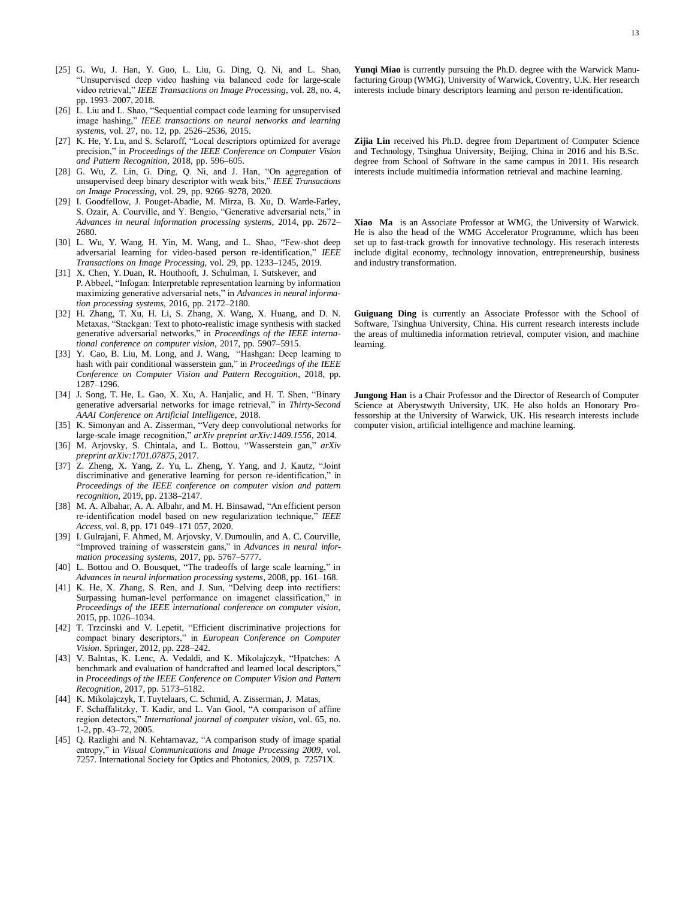[25] G. Wu, J. Han, Y. Guo, L. Liu, G. Ding, Q. Ni, and L. Shao, "Unsupervised deep video hashing via balanced code for large-scale video retrieval," *IEEE Transactions on Image Processing*, vol. 28, no. 4, pp. 1993–2007, 2018.

[26] L. Liu and L. Shao, "Sequential compact code learning for unsupervised image hashing," *IEEE transactions on neural networks and learning systems*, vol. 27, no. 12, pp. 2526–2536, 2015.

[27] K. He, Y. Lu, and S. Sclaroff, "Local descriptors optimized for average precision," in *Proceedings of the IEEE Conference on Computer Vision and Pattern Recognition*, 2018, pp. 596–605.

[28] G. Wu, Z. Lin, G. Ding, Q. Ni, and J. Han, "On aggregation of unsupervised deep binary descriptor with weak bits," *IEEE Transactions on Image Processing*, vol. 29, pp. 9266–9278, 2020.

[29] I. Goodfellow, J. Pouget-Abadie, M. Mirza, B. Xu, D. Warde-Farley, S. Ozair, A. Courville, and Y. Bengio, "Generative adversarial nets," in *Advances in neural information processing systems*, 2014, pp. 2672–2680.

[30] L. Wu, Y. Wang, H. Yin, M. Wang, and L. Shao, "Few-shot deep adversarial learning for video-based person re-identification," *IEEE Transactions on Image Processing*, vol. 29, pp. 1233–1245, 2019.

[31] X. Chen, Y. Duan, R. Houthooft, J. Schulman, I. Sutskever, and P. Abbeel, "Infogan: Interpretable representation learning by information maximizing generative adversarial nets," in *Advances in neural information processing systems*, 2016, pp. 2172–2180.

[32] H. Zhang, T. Xu, H. Li, S. Zhang, X. Wang, X. Huang, and D. N. Metaxas, "Stackgan: Text to photo-realistic image synthesis with stacked generative adversarial networks," in *Proceedings of the IEEE international conference on computer vision*, 2017, pp. 5907–5915.

[33] Y. Cao, B. Liu, M. Long, and J. Wang, "Hashgan: Deep learning to hash with pair conditional wasserstein gan," in *Proceedings of the IEEE Conference on Computer Vision and Pattern Recognition*, 2018, pp. 1287–1296.

[34] J. Song, T. He, L. Gao, X. Xu, A. Hanjalic, and H. T. Shen, "Binary generative adversarial networks for image retrieval," in *Thirty-Second AAAI Conference on Artificial Intelligence*, 2018.

[35] K. Simonyan and A. Zisserman, "Very deep convolutional networks for large-scale image recognition," *arXiv preprint arXiv:1409.1556*, 2014.

[36] M. Arjovsky, S. Chintala, and L. Bottou, "Wasserstein gan," *arXiv preprint arXiv:1701.07875*, 2017.

[37] Z. Zheng, X. Yang, Z. Yu, L. Zheng, Y. Yang, and J. Kautz, "Joint discriminative and generative learning for person re-identification," in *Proceedings of the IEEE conference on computer vision and pattern recognition*, 2019, pp. 2138–2147.

[38] M. A. Albahar, A. A. Albahr, and M. H. Binsawad, "An efficient person re-identification model based on new regularization technique," *IEEE Access*, vol. 8, pp. 171 049–171 057, 2020.

[39] I. Gulrajani, F. Ahmed, M. Arjovsky, V. Dumoulin, and A. C. Courville, "Improved training of wasserstein gans," in *Advances in neural information processing systems*, 2017, pp. 5767–5777.

[40] L. Bottou and O. Bousquet, "The tradeoffs of large scale learning," in *Advances in neural information processing systems*, 2008, pp. 161–168.

[41] K. He, X. Zhang, S. Ren, and J. Sun, "Delving deep into rectifiers: Surpassing human-level performance on imagenet classification," in *Proceedings of the IEEE international conference on computer vision*, 2015, pp. 1026–1034.

[42] T. Trzcinski and V. Lepetit, "Efficient discriminative projections for compact binary descriptors," in *European Conference on Computer Vision*. Springer, 2012, pp. 228–242.

[43] V. Balntas, K. Lenc, A. Vedaldi, and K. Mikolajczyk, "Hpatches: A benchmark and evaluation of handcrafted and learned local descriptors," in *Proceedings of the IEEE Conference on Computer Vision and Pattern Recognition*, 2017, pp. 5173–5182.

[44] K. Mikolajczyk, T. Tuytelaars, C. Schmid, A. Zisserman, J. Matas, F. Schaffalitzky, T. Kadir, and L. Van Gool, "A comparison of affine region detectors," *International journal of computer vision*, vol. 65, no. 1-2, pp. 43–72, 2005.

[45] Q. Razlighi and N. Kehtarnavaz, "A comparison study of image spatial entropy," in *Visual Communications and Image Processing 2009*, vol. 7257. International Society for Optics and Photonics, 2009, p. 72571X.

**Yunqi Miao** is currently pursuing the Ph.D. degree with the Warwick Manufacturing Group (WMG), University of Warwick, Coventry, U.K. Her research interests include binary descriptors learning and person re-identification.

**Zijia Lin** received his Ph.D. degree from Department of Computer Science and Technology, Tsinghua University, Beijing, China in 2016 and his B.Sc. degree from School of Software in the same campus in 2011. His research interests include multimedia information retrieval and machine learning.

**Xiao Ma** is an Associate Professor at WMG, the University of Warwick. He is also the head of the WMG Accelerator Programme, which has been set up to fast-track growth for innovative technology. His reserach interests include digital economy, technology innovation, entrepreneurship, business and industry transformation.

**Guiguang Ding** is currently an Associate Professor with the School of Software, Tsinghua University, China. His current research interests include the areas of multimedia information retrieval, computer vision, and machine learning.

**Jungong Han** is a Chair Professor and the Director of Research of Computer Science at Aberystwyth University, UK. He also holds an Honorary Professorship at the University of Warwick, UK. His research interests include computer vision, artificial intelligence and machine learning.